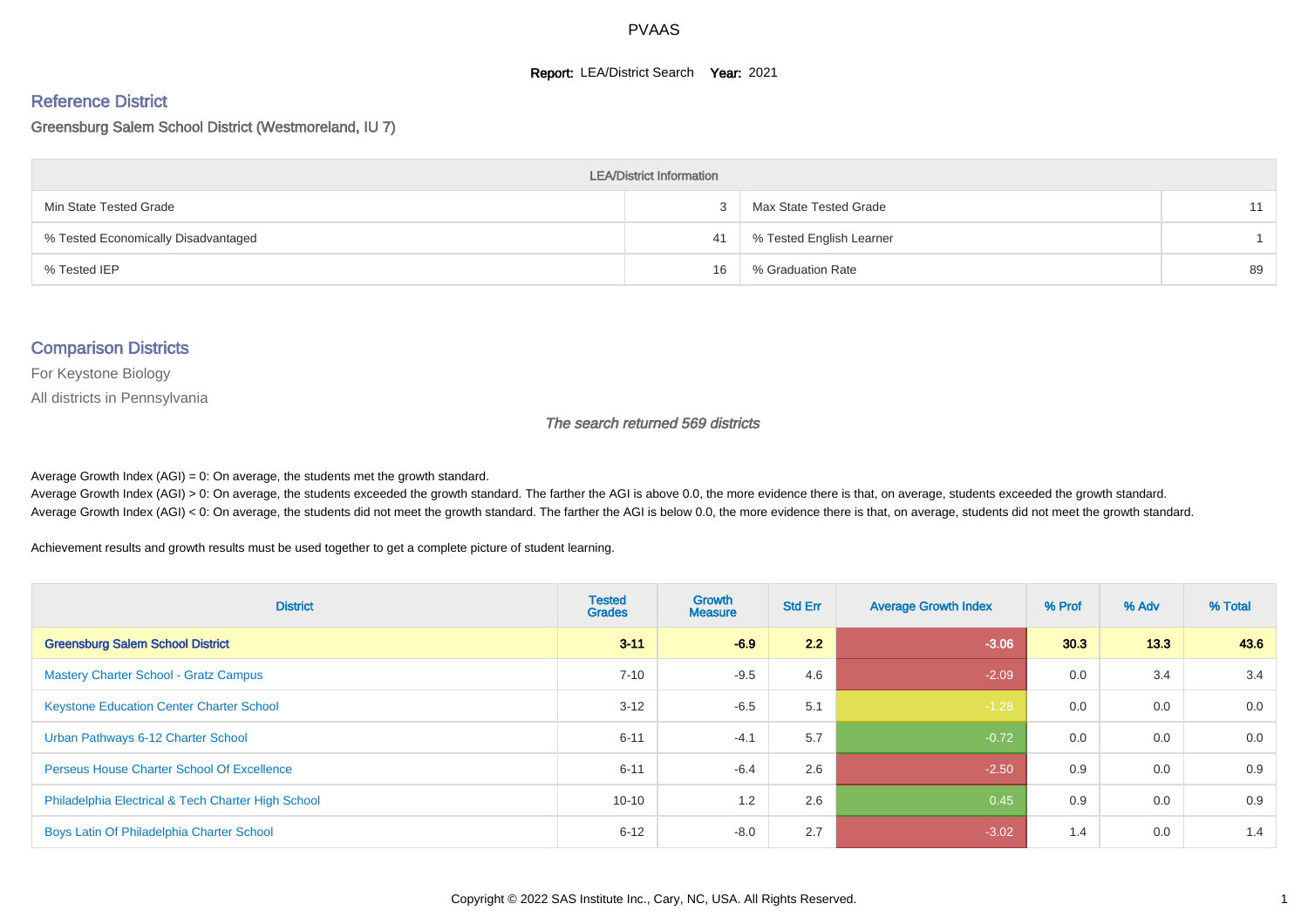# PVAAS

**Report:** LEA/District Search **Year:** 2021

## Reference District

Greensburg Salem School District (Westmoreland, IU 7)

| LEA/District Information | | | |
|---|---|---|---|
| Min State Tested Grade | 3 | Max State Tested Grade | 11 |
| % Tested Economically Disadvantaged | 41 | % Tested English Learner | 1 |
| % Tested IEP | 16 | % Graduation Rate | 89 |

## Comparison Districts

For Keystone Biology

All districts in Pennsylvania

*The search returned 569 districts*

Average Growth Index (AGI) = 0: On average, the students met the growth standard.
Average Growth Index (AGI) > 0: On average, the students exceeded the growth standard. The farther the AGI is above 0.0, the more evidence there is that, on average, students exceeded the growth standard.
Average Growth Index (AGI) < 0: On average, the students did not meet the growth standard. The farther the AGI is below 0.0, the more evidence there is that, on average, students did not meet the growth standard.

Achievement results and growth results must be used together to get a complete picture of student learning.

| District | Tested Grades | Growth Measure | Std Err | Average Growth Index | % Prof | % Adv | % Total |
|---|---|---|---|---|---|---|---|
| **Greensburg Salem School District** | **3-11** | **-6.9** | **2.2** | **-3.06** | **30.3** | **13.3** | **43.6** |
| Mastery Charter School - Gratz Campus | 7-10 | -9.5 | 4.6 | -2.09 | 0.0 | 3.4 | 3.4 |
| Keystone Education Center Charter School | 3-12 | -6.5 | 5.1 | -1.28 | 0.0 | 0.0 | 0.0 |
| Urban Pathways 6-12 Charter School | 6-11 | -4.1 | 5.7 | -0.72 | 0.0 | 0.0 | 0.0 |
| Perseus House Charter School Of Excellence | 6-11 | -6.4 | 2.6 | -2.50 | 0.9 | 0.0 | 0.9 |
| Philadelphia Electrical & Tech Charter High School | 10-10 | 1.2 | 2.6 | 0.45 | 0.9 | 0.0 | 0.9 |
| Boys Latin Of Philadelphia Charter School | 6-12 | -8.0 | 2.7 | -3.02 | 1.4 | 0.0 | 1.4 |

Copyright © 2022 SAS Institute Inc., Cary, NC, USA. All Rights Reserved.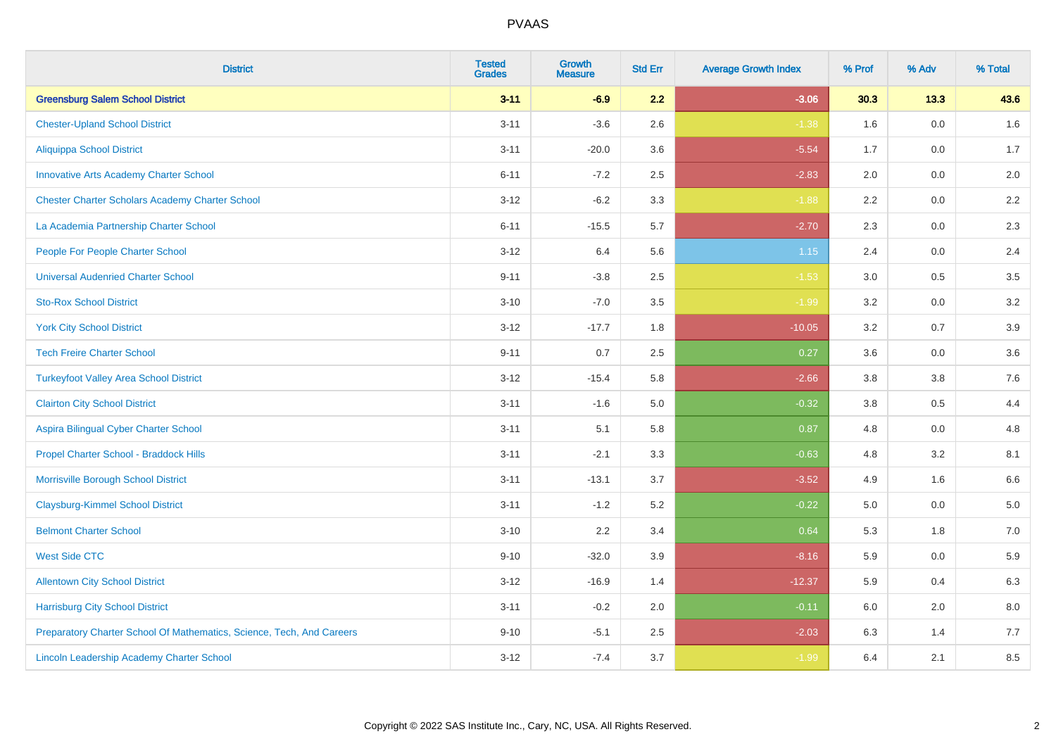# PVAAS

| District | Tested Grades | Growth Measure | Std Err | Average Growth Index | % Prof | % Adv | % Total |
|---|---|---|---|---|---|---|---|
| **Greensburg Salem School District** | **3-11** | **-6.9** | **2.2** | **-3.06** | **30.3** | **13.3** | **43.6** |
| Chester-Upland School District | 3-11 | -3.6 | 2.6 | -1.38 | 1.6 | 0.0 | 1.6 |
| Aliquippa School District | 3-11 | -20.0 | 3.6 | -5.54 | 1.7 | 0.0 | 1.7 |
| Innovative Arts Academy Charter School | 6-11 | -7.2 | 2.5 | -2.83 | 2.0 | 0.0 | 2.0 |
| Chester Charter Scholars Academy Charter School | 3-12 | -6.2 | 3.3 | -1.88 | 2.2 | 0.0 | 2.2 |
| La Academia Partnership Charter School | 6-11 | -15.5 | 5.7 | -2.70 | 2.3 | 0.0 | 2.3 |
| People For People Charter School | 3-12 | 6.4 | 5.6 | 1.15 | 2.4 | 0.0 | 2.4 |
| Universal Audenried Charter School | 9-11 | -3.8 | 2.5 | -1.53 | 3.0 | 0.5 | 3.5 |
| Sto-Rox School District | 3-10 | -7.0 | 3.5 | -1.99 | 3.2 | 0.0 | 3.2 |
| York City School District | 3-12 | -17.7 | 1.8 | -10.05 | 3.2 | 0.7 | 3.9 |
| Tech Freire Charter School | 9-11 | 0.7 | 2.5 | 0.27 | 3.6 | 0.0 | 3.6 |
| Turkeyfoot Valley Area School District | 3-12 | -15.4 | 5.8 | -2.66 | 3.8 | 3.8 | 7.6 |
| Clairton City School District | 3-11 | -1.6 | 5.0 | -0.32 | 3.8 | 0.5 | 4.4 |
| Aspira Bilingual Cyber Charter School | 3-11 | 5.1 | 5.8 | 0.87 | 4.8 | 0.0 | 4.8 |
| Propel Charter School - Braddock Hills | 3-11 | -2.1 | 3.3 | -0.63 | 4.8 | 3.2 | 8.1 |
| Morrisville Borough School District | 3-11 | -13.1 | 3.7 | -3.52 | 4.9 | 1.6 | 6.6 |
| Claysburg-Kimmel School District | 3-11 | -1.2 | 5.2 | -0.22 | 5.0 | 0.0 | 5.0 |
| Belmont Charter School | 3-10 | 2.2 | 3.4 | 0.64 | 5.3 | 1.8 | 7.0 |
| West Side CTC | 9-10 | -32.0 | 3.9 | -8.16 | 5.9 | 0.0 | 5.9 |
| Allentown City School District | 3-12 | -16.9 | 1.4 | -12.37 | 5.9 | 0.4 | 6.3 |
| Harrisburg City School District | 3-11 | -0.2 | 2.0 | -0.11 | 6.0 | 2.0 | 8.0 |
| Preparatory Charter School Of Mathematics, Science, Tech, And Careers | 9-10 | -5.1 | 2.5 | -2.03 | 6.3 | 1.4 | 7.7 |
| Lincoln Leadership Academy Charter School | 3-12 | -7.4 | 3.7 | -1.99 | 6.4 | 2.1 | 8.5 |

Copyright © 2022 SAS Institute Inc., Cary, NC, USA. All Rights Reserved.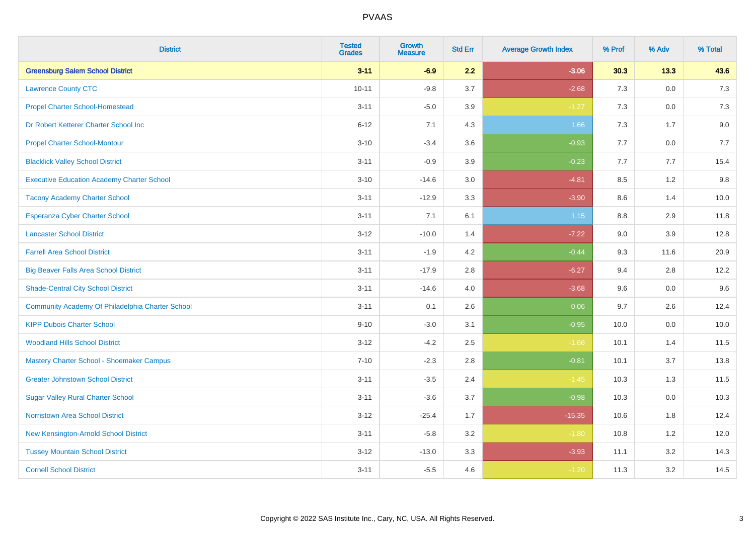# PVAAS

| District | Tested Grades | Growth Measure | Std Err | Average Growth Index | % Prof | % Adv | % Total |
|---|---|---|---|---|---|---|---|
| **Greensburg Salem School District** | **3-11** | **-6.9** | **2.2** | **-3.06** | **30.3** | **13.3** | **43.6** |
| Lawrence County CTC | 10-11 | -9.8 | 3.7 | -2.68 | 7.3 | 0.0 | 7.3 |
| Propel Charter School-Homestead | 3-11 | -5.0 | 3.9 | -1.27 | 7.3 | 0.0 | 7.3 |
| Dr Robert Ketterer Charter School Inc | 6-12 | 7.1 | 4.3 | 1.66 | 7.3 | 1.7 | 9.0 |
| Propel Charter School-Montour | 3-10 | -3.4 | 3.6 | -0.93 | 7.7 | 0.0 | 7.7 |
| Blacklick Valley School District | 3-11 | -0.9 | 3.9 | -0.23 | 7.7 | 7.7 | 15.4 |
| Executive Education Academy Charter School | 3-10 | -14.6 | 3.0 | -4.81 | 8.5 | 1.2 | 9.8 |
| Tacony Academy Charter School | 3-11 | -12.9 | 3.3 | -3.90 | 8.6 | 1.4 | 10.0 |
| Esperanza Cyber Charter School | 3-11 | 7.1 | 6.1 | 1.15 | 8.8 | 2.9 | 11.8 |
| Lancaster School District | 3-12 | -10.0 | 1.4 | -7.22 | 9.0 | 3.9 | 12.8 |
| Farrell Area School District | 3-11 | -1.9 | 4.2 | -0.44 | 9.3 | 11.6 | 20.9 |
| Big Beaver Falls Area School District | 3-11 | -17.9 | 2.8 | -6.27 | 9.4 | 2.8 | 12.2 |
| Shade-Central City School District | 3-11 | -14.6 | 4.0 | -3.68 | 9.6 | 0.0 | 9.6 |
| Community Academy Of Philadelphia Charter School | 3-11 | 0.1 | 2.6 | 0.06 | 9.7 | 2.6 | 12.4 |
| KIPP Dubois Charter School | 9-10 | -3.0 | 3.1 | -0.95 | 10.0 | 0.0 | 10.0 |
| Woodland Hills School District | 3-12 | -4.2 | 2.5 | -1.66 | 10.1 | 1.4 | 11.5 |
| Mastery Charter School - Shoemaker Campus | 7-10 | -2.3 | 2.8 | -0.81 | 10.1 | 3.7 | 13.8 |
| Greater Johnstown School District | 3-11 | -3.5 | 2.4 | -1.45 | 10.3 | 1.3 | 11.5 |
| Sugar Valley Rural Charter School | 3-11 | -3.6 | 3.7 | -0.98 | 10.3 | 0.0 | 10.3 |
| Norristown Area School District | 3-12 | -25.4 | 1.7 | -15.35 | 10.6 | 1.8 | 12.4 |
| New Kensington-Arnold School District | 3-11 | -5.8 | 3.2 | -1.80 | 10.8 | 1.2 | 12.0 |
| Tussey Mountain School District | 3-12 | -13.0 | 3.3 | -3.93 | 11.1 | 3.2 | 14.3 |
| Cornell School District | 3-11 | -5.5 | 4.6 | -1.20 | 11.3 | 3.2 | 14.5 |

Copyright © 2022 SAS Institute Inc., Cary, NC, USA. All Rights Reserved.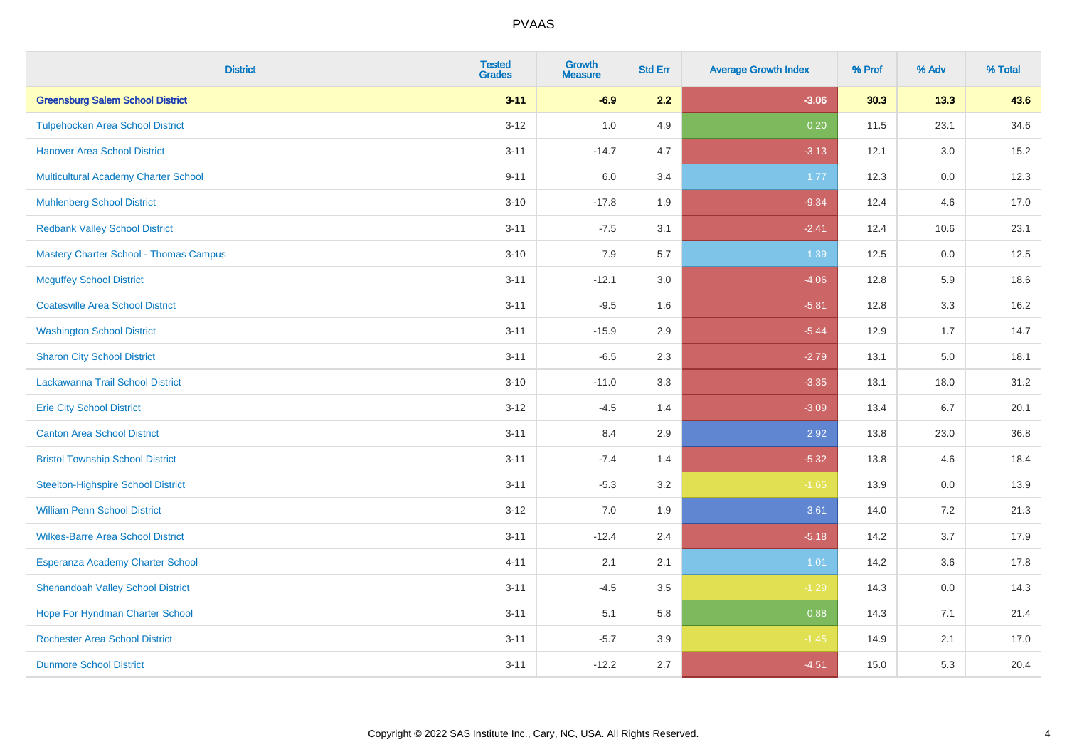| District | Tested Grades | Growth Measure | Std Err | Average Growth Index | % Prof | % Adv | % Total |
|---|---|---|---|---|---|---|---|
| **Greensburg Salem School District** | **3-11** | **-6.9** | **2.2** | **-3.06** | **30.3** | **13.3** | **43.6** |
| Tulpehocken Area School District | 3-12 | 1.0 | 4.9 | 0.20 | 11.5 | 23.1 | 34.6 |
| Hanover Area School District | 3-11 | -14.7 | 4.7 | -3.13 | 12.1 | 3.0 | 15.2 |
| Multicultural Academy Charter School | 9-11 | 6.0 | 3.4 | 1.77 | 12.3 | 0.0 | 12.3 |
| Muhlenberg School District | 3-10 | -17.8 | 1.9 | -9.34 | 12.4 | 4.6 | 17.0 |
| Redbank Valley School District | 3-11 | -7.5 | 3.1 | -2.41 | 12.4 | 10.6 | 23.1 |
| Mastery Charter School - Thomas Campus | 3-10 | 7.9 | 5.7 | 1.39 | 12.5 | 0.0 | 12.5 |
| Mcguffey School District | 3-11 | -12.1 | 3.0 | -4.06 | 12.8 | 5.9 | 18.6 |
| Coatesville Area School District | 3-11 | -9.5 | 1.6 | -5.81 | 12.8 | 3.3 | 16.2 |
| Washington School District | 3-11 | -15.9 | 2.9 | -5.44 | 12.9 | 1.7 | 14.7 |
| Sharon City School District | 3-11 | -6.5 | 2.3 | -2.79 | 13.1 | 5.0 | 18.1 |
| Lackawanna Trail School District | 3-10 | -11.0 | 3.3 | -3.35 | 13.1 | 18.0 | 31.2 |
| Erie City School District | 3-12 | -4.5 | 1.4 | -3.09 | 13.4 | 6.7 | 20.1 |
| Canton Area School District | 3-11 | 8.4 | 2.9 | 2.92 | 13.8 | 23.0 | 36.8 |
| Bristol Township School District | 3-11 | -7.4 | 1.4 | -5.32 | 13.8 | 4.6 | 18.4 |
| Steelton-Highspire School District | 3-11 | -5.3 | 3.2 | -1.65 | 13.9 | 0.0 | 13.9 |
| William Penn School District | 3-12 | 7.0 | 1.9 | 3.61 | 14.0 | 7.2 | 21.3 |
| Wilkes-Barre Area School District | 3-11 | -12.4 | 2.4 | -5.18 | 14.2 | 3.7 | 17.9 |
| Esperanza Academy Charter School | 4-11 | 2.1 | 2.1 | 1.01 | 14.2 | 3.6 | 17.8 |
| Shenandoah Valley School District | 3-11 | -4.5 | 3.5 | -1.29 | 14.3 | 0.0 | 14.3 |
| Hope For Hyndman Charter School | 3-11 | 5.1 | 5.8 | 0.88 | 14.3 | 7.1 | 21.4 |
| Rochester Area School District | 3-11 | -5.7 | 3.9 | -1.45 | 14.9 | 2.1 | 17.0 |
| Dunmore School District | 3-11 | -12.2 | 2.7 | -4.51 | 15.0 | 5.3 | 20.4 |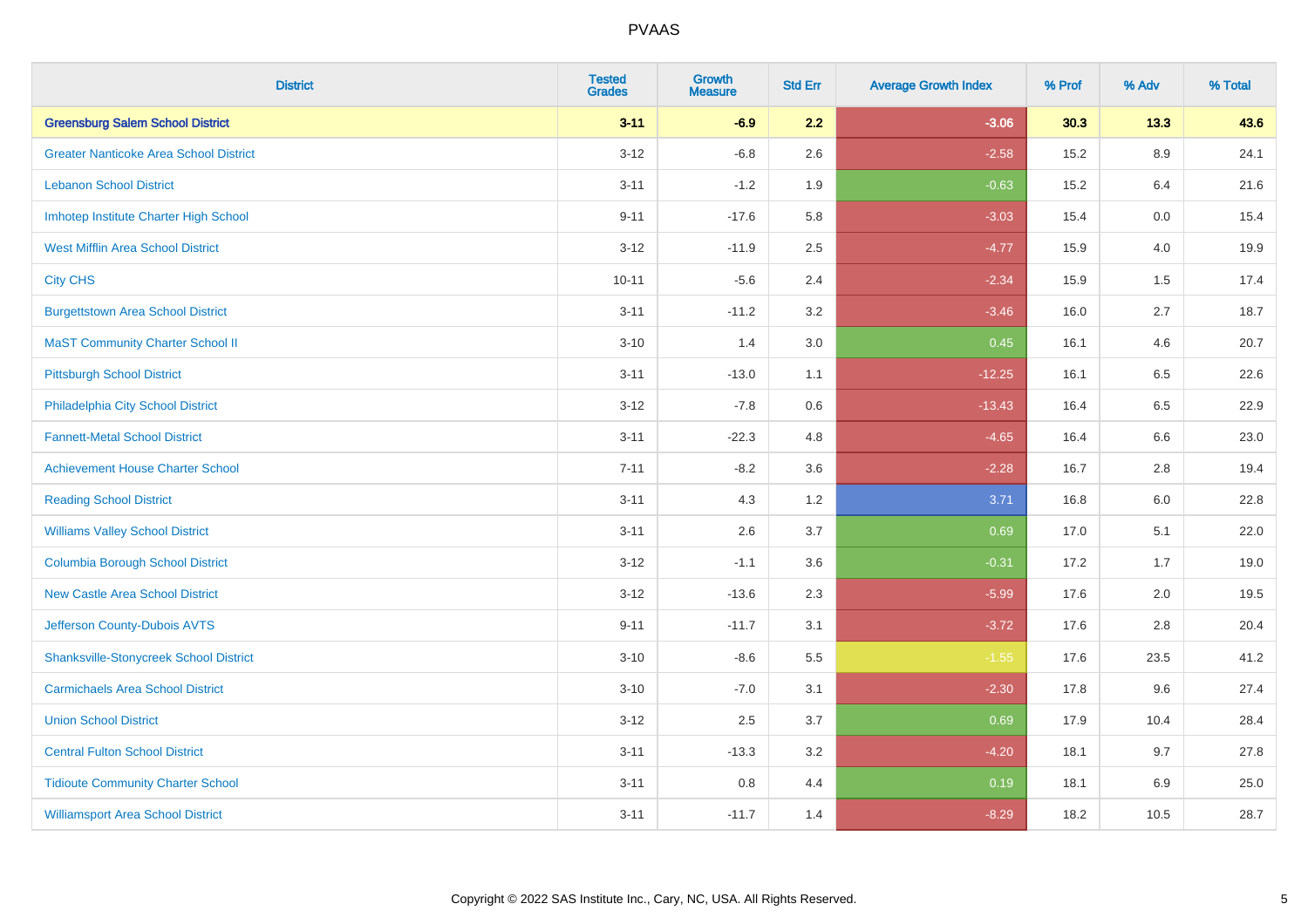# PVAAS

| District | Tested Grades | Growth Measure | Std Err | Average Growth Index | % Prof | % Adv | % Total |
|---|---|---|---|---|---|---|---|
| **Greensburg Salem School District** | **3-11** | **-6.9** | **2.2** | **-3.06** | **30.3** | **13.3** | **43.6** |
| Greater Nanticoke Area School District | 3-12 | -6.8 | 2.6 | -2.58 | 15.2 | 8.9 | 24.1 |
| Lebanon School District | 3-11 | -1.2 | 1.9 | -0.63 | 15.2 | 6.4 | 21.6 |
| Imhotep Institute Charter High School | 9-11 | -17.6 | 5.8 | -3.03 | 15.4 | 0.0 | 15.4 |
| West Mifflin Area School District | 3-12 | -11.9 | 2.5 | -4.77 | 15.9 | 4.0 | 19.9 |
| City CHS | 10-11 | -5.6 | 2.4 | -2.34 | 15.9 | 1.5 | 17.4 |
| Burgettstown Area School District | 3-11 | -11.2 | 3.2 | -3.46 | 16.0 | 2.7 | 18.7 |
| MaST Community Charter School II | 3-10 | 1.4 | 3.0 | 0.45 | 16.1 | 4.6 | 20.7 |
| Pittsburgh School District | 3-11 | -13.0 | 1.1 | -12.25 | 16.1 | 6.5 | 22.6 |
| Philadelphia City School District | 3-12 | -7.8 | 0.6 | -13.43 | 16.4 | 6.5 | 22.9 |
| Fannett-Metal School District | 3-11 | -22.3 | 4.8 | -4.65 | 16.4 | 6.6 | 23.0 |
| Achievement House Charter School | 7-11 | -8.2 | 3.6 | -2.28 | 16.7 | 2.8 | 19.4 |
| Reading School District | 3-11 | 4.3 | 1.2 | 3.71 | 16.8 | 6.0 | 22.8 |
| Williams Valley School District | 3-11 | 2.6 | 3.7 | 0.69 | 17.0 | 5.1 | 22.0 |
| Columbia Borough School District | 3-12 | -1.1 | 3.6 | -0.31 | 17.2 | 1.7 | 19.0 |
| New Castle Area School District | 3-12 | -13.6 | 2.3 | -5.99 | 17.6 | 2.0 | 19.5 |
| Jefferson County-Dubois AVTS | 9-11 | -11.7 | 3.1 | -3.72 | 17.6 | 2.8 | 20.4 |
| Shanksville-Stonycreek School District | 3-10 | -8.6 | 5.5 | -1.55 | 17.6 | 23.5 | 41.2 |
| Carmichaels Area School District | 3-10 | -7.0 | 3.1 | -2.30 | 17.8 | 9.6 | 27.4 |
| Union School District | 3-12 | 2.5 | 3.7 | 0.69 | 17.9 | 10.4 | 28.4 |
| Central Fulton School District | 3-11 | -13.3 | 3.2 | -4.20 | 18.1 | 9.7 | 27.8 |
| Tidioute Community Charter School | 3-11 | 0.8 | 4.4 | 0.19 | 18.1 | 6.9 | 25.0 |
| Williamsport Area School District | 3-11 | -11.7 | 1.4 | -8.29 | 18.2 | 10.5 | 28.7 |

Copyright © 2022 SAS Institute Inc., Cary, NC, USA. All Rights Reserved.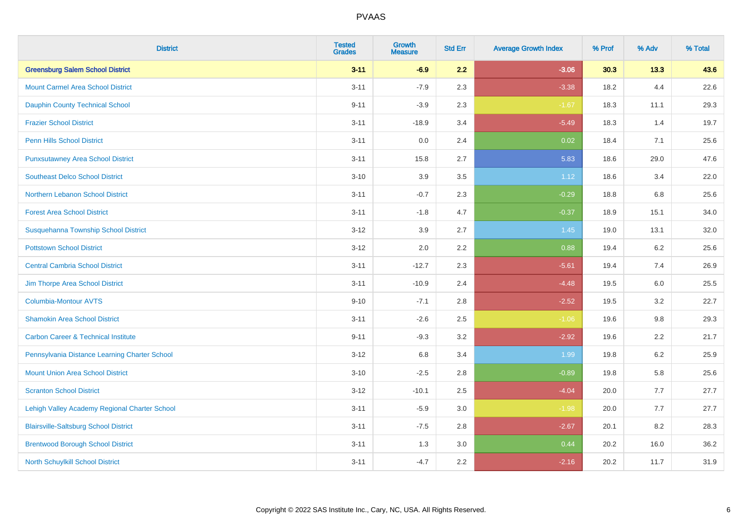| District | Tested Grades | Growth Measure | Std Err | Average Growth Index | % Prof | % Adv | % Total |
|---|---|---|---|---|---|---|---|
| **Greensburg Salem School District** | **3-11** | **-6.9** | **2.2** | **-3.06** | **30.3** | **13.3** | **43.6** |
| Mount Carmel Area School District | 3-11 | -7.9 | 2.3 | -3.38 | 18.2 | 4.4 | 22.6 |
| Dauphin County Technical School | 9-11 | -3.9 | 2.3 | -1.67 | 18.3 | 11.1 | 29.3 |
| Frazier School District | 3-11 | -18.9 | 3.4 | -5.49 | 18.3 | 1.4 | 19.7 |
| Penn Hills School District | 3-11 | 0.0 | 2.4 | 0.02 | 18.4 | 7.1 | 25.6 |
| Punxsutawney Area School District | 3-11 | 15.8 | 2.7 | 5.83 | 18.6 | 29.0 | 47.6 |
| Southeast Delco School District | 3-10 | 3.9 | 3.5 | 1.12 | 18.6 | 3.4 | 22.0 |
| Northern Lebanon School District | 3-11 | -0.7 | 2.3 | -0.29 | 18.8 | 6.8 | 25.6 |
| Forest Area School District | 3-11 | -1.8 | 4.7 | -0.37 | 18.9 | 15.1 | 34.0 |
| Susquehanna Township School District | 3-12 | 3.9 | 2.7 | 1.45 | 19.0 | 13.1 | 32.0 |
| Pottstown School District | 3-12 | 2.0 | 2.2 | 0.88 | 19.4 | 6.2 | 25.6 |
| Central Cambria School District | 3-11 | -12.7 | 2.3 | -5.61 | 19.4 | 7.4 | 26.9 |
| Jim Thorpe Area School District | 3-11 | -10.9 | 2.4 | -4.48 | 19.5 | 6.0 | 25.5 |
| Columbia-Montour AVTS | 9-10 | -7.1 | 2.8 | -2.52 | 19.5 | 3.2 | 22.7 |
| Shamokin Area School District | 3-11 | -2.6 | 2.5 | -1.06 | 19.6 | 9.8 | 29.3 |
| Carbon Career & Technical Institute | 9-11 | -9.3 | 3.2 | -2.92 | 19.6 | 2.2 | 21.7 |
| Pennsylvania Distance Learning Charter School | 3-12 | 6.8 | 3.4 | 1.99 | 19.8 | 6.2 | 25.9 |
| Mount Union Area School District | 3-10 | -2.5 | 2.8 | -0.89 | 19.8 | 5.8 | 25.6 |
| Scranton School District | 3-12 | -10.1 | 2.5 | -4.04 | 20.0 | 7.7 | 27.7 |
| Lehigh Valley Academy Regional Charter School | 3-11 | -5.9 | 3.0 | -1.98 | 20.0 | 7.7 | 27.7 |
| Blairsville-Saltsburg School District | 3-11 | -7.5 | 2.8 | -2.67 | 20.1 | 8.2 | 28.3 |
| Brentwood Borough School District | 3-11 | 1.3 | 3.0 | 0.44 | 20.2 | 16.0 | 36.2 |
| North Schuylkill School District | 3-11 | -4.7 | 2.2 | -2.16 | 20.2 | 11.7 | 31.9 |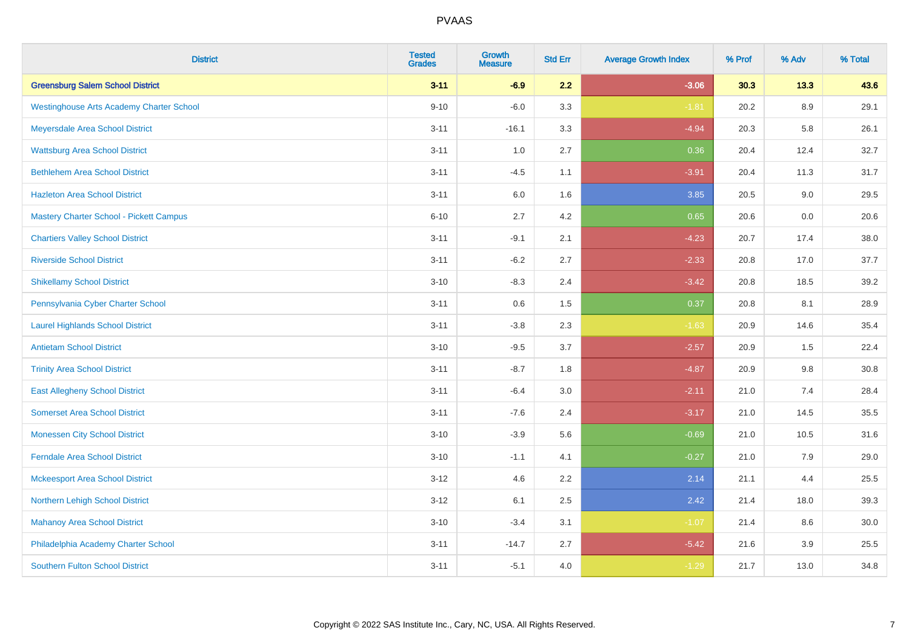| District | Tested Grades | Growth Measure | Std Err | Average Growth Index | % Prof | % Adv | % Total |
|---|---|---|---|---|---|---|---|
| **Greensburg Salem School District** | **3-11** | **-6.9** | **2.2** | **-3.06** | **30.3** | **13.3** | **43.6** |
| Westinghouse Arts Academy Charter School | 9-10 | -6.0 | 3.3 | -1.81 | 20.2 | 8.9 | 29.1 |
| Meyersdale Area School District | 3-11 | -16.1 | 3.3 | -4.94 | 20.3 | 5.8 | 26.1 |
| Wattsburg Area School District | 3-11 | 1.0 | 2.7 | 0.36 | 20.4 | 12.4 | 32.7 |
| Bethlehem Area School District | 3-11 | -4.5 | 1.1 | -3.91 | 20.4 | 11.3 | 31.7 |
| Hazleton Area School District | 3-11 | 6.0 | 1.6 | 3.85 | 20.5 | 9.0 | 29.5 |
| Mastery Charter School - Pickett Campus | 6-10 | 2.7 | 4.2 | 0.65 | 20.6 | 0.0 | 20.6 |
| Chartiers Valley School District | 3-11 | -9.1 | 2.1 | -4.23 | 20.7 | 17.4 | 38.0 |
| Riverside School District | 3-11 | -6.2 | 2.7 | -2.33 | 20.8 | 17.0 | 37.7 |
| Shikellamy School District | 3-10 | -8.3 | 2.4 | -3.42 | 20.8 | 18.5 | 39.2 |
| Pennsylvania Cyber Charter School | 3-11 | 0.6 | 1.5 | 0.37 | 20.8 | 8.1 | 28.9 |
| Laurel Highlands School District | 3-11 | -3.8 | 2.3 | -1.63 | 20.9 | 14.6 | 35.4 |
| Antietam School District | 3-10 | -9.5 | 3.7 | -2.57 | 20.9 | 1.5 | 22.4 |
| Trinity Area School District | 3-11 | -8.7 | 1.8 | -4.87 | 20.9 | 9.8 | 30.8 |
| East Allegheny School District | 3-11 | -6.4 | 3.0 | -2.11 | 21.0 | 7.4 | 28.4 |
| Somerset Area School District | 3-11 | -7.6 | 2.4 | -3.17 | 21.0 | 14.5 | 35.5 |
| Monessen City School District | 3-10 | -3.9 | 5.6 | -0.69 | 21.0 | 10.5 | 31.6 |
| Ferndale Area School District | 3-10 | -1.1 | 4.1 | -0.27 | 21.0 | 7.9 | 29.0 |
| Mckeesport Area School District | 3-12 | 4.6 | 2.2 | 2.14 | 21.1 | 4.4 | 25.5 |
| Northern Lehigh School District | 3-12 | 6.1 | 2.5 | 2.42 | 21.4 | 18.0 | 39.3 |
| Mahanoy Area School District | 3-10 | -3.4 | 3.1 | -1.07 | 21.4 | 8.6 | 30.0 |
| Philadelphia Academy Charter School | 3-11 | -14.7 | 2.7 | -5.42 | 21.6 | 3.9 | 25.5 |
| Southern Fulton School District | 3-11 | -5.1 | 4.0 | -1.29 | 21.7 | 13.0 | 34.8 |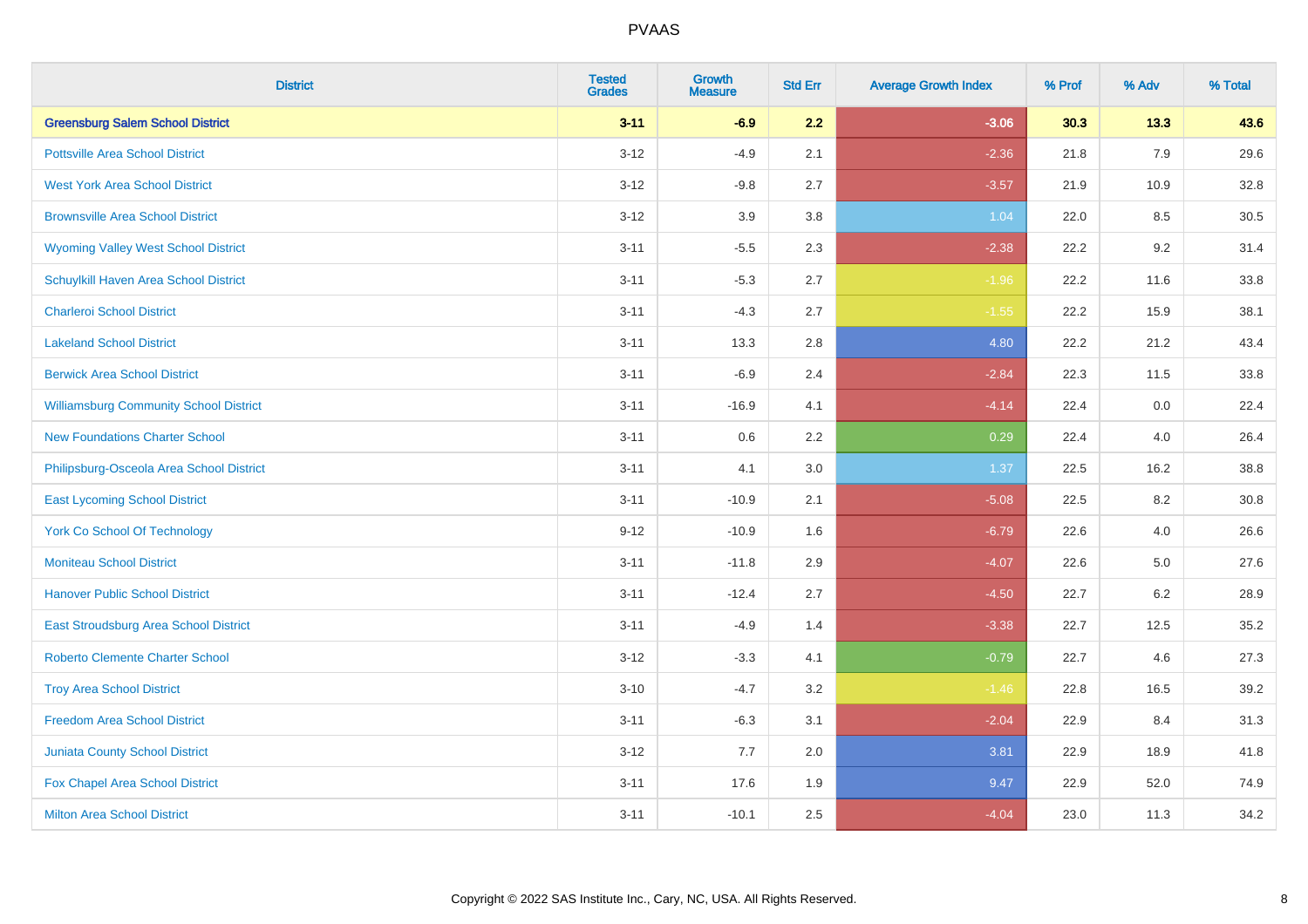# PVAAS

| District | Tested Grades | Growth Measure | Std Err | Average Growth Index | % Prof | % Adv | % Total |
|---|---|---|---|---|---|---|---|
| **Greensburg Salem School District** | **3-11** | **-6.9** | **2.2** | **-3.06** | **30.3** | **13.3** | **43.6** |
| Pottsville Area School District | 3-12 | -4.9 | 2.1 | -2.36 | 21.8 | 7.9 | 29.6 |
| West York Area School District | 3-12 | -9.8 | 2.7 | -3.57 | 21.9 | 10.9 | 32.8 |
| Brownsville Area School District | 3-12 | 3.9 | 3.8 | 1.04 | 22.0 | 8.5 | 30.5 |
| Wyoming Valley West School District | 3-11 | -5.5 | 2.3 | -2.38 | 22.2 | 9.2 | 31.4 |
| Schuylkill Haven Area School District | 3-11 | -5.3 | 2.7 | -1.96 | 22.2 | 11.6 | 33.8 |
| Charleroi School District | 3-11 | -4.3 | 2.7 | -1.55 | 22.2 | 15.9 | 38.1 |
| Lakeland School District | 3-11 | 13.3 | 2.8 | 4.80 | 22.2 | 21.2 | 43.4 |
| Berwick Area School District | 3-11 | -6.9 | 2.4 | -2.84 | 22.3 | 11.5 | 33.8 |
| Williamsburg Community School District | 3-11 | -16.9 | 4.1 | -4.14 | 22.4 | 0.0 | 22.4 |
| New Foundations Charter School | 3-11 | 0.6 | 2.2 | 0.29 | 22.4 | 4.0 | 26.4 |
| Philipsburg-Osceola Area School District | 3-11 | 4.1 | 3.0 | 1.37 | 22.5 | 16.2 | 38.8 |
| East Lycoming School District | 3-11 | -10.9 | 2.1 | -5.08 | 22.5 | 8.2 | 30.8 |
| York Co School Of Technology | 9-12 | -10.9 | 1.6 | -6.79 | 22.6 | 4.0 | 26.6 |
| Moniteau School District | 3-11 | -11.8 | 2.9 | -4.07 | 22.6 | 5.0 | 27.6 |
| Hanover Public School District | 3-11 | -12.4 | 2.7 | -4.50 | 22.7 | 6.2 | 28.9 |
| East Stroudsburg Area School District | 3-11 | -4.9 | 1.4 | -3.38 | 22.7 | 12.5 | 35.2 |
| Roberto Clemente Charter School | 3-12 | -3.3 | 4.1 | -0.79 | 22.7 | 4.6 | 27.3 |
| Troy Area School District | 3-10 | -4.7 | 3.2 | -1.46 | 22.8 | 16.5 | 39.2 |
| Freedom Area School District | 3-11 | -6.3 | 3.1 | -2.04 | 22.9 | 8.4 | 31.3 |
| Juniata County School District | 3-12 | 7.7 | 2.0 | 3.81 | 22.9 | 18.9 | 41.8 |
| Fox Chapel Area School District | 3-11 | 17.6 | 1.9 | 9.47 | 22.9 | 52.0 | 74.9 |
| Milton Area School District | 3-11 | -10.1 | 2.5 | -4.04 | 23.0 | 11.3 | 34.2 |

Copyright © 2022 SAS Institute Inc., Cary, NC, USA. All Rights Reserved.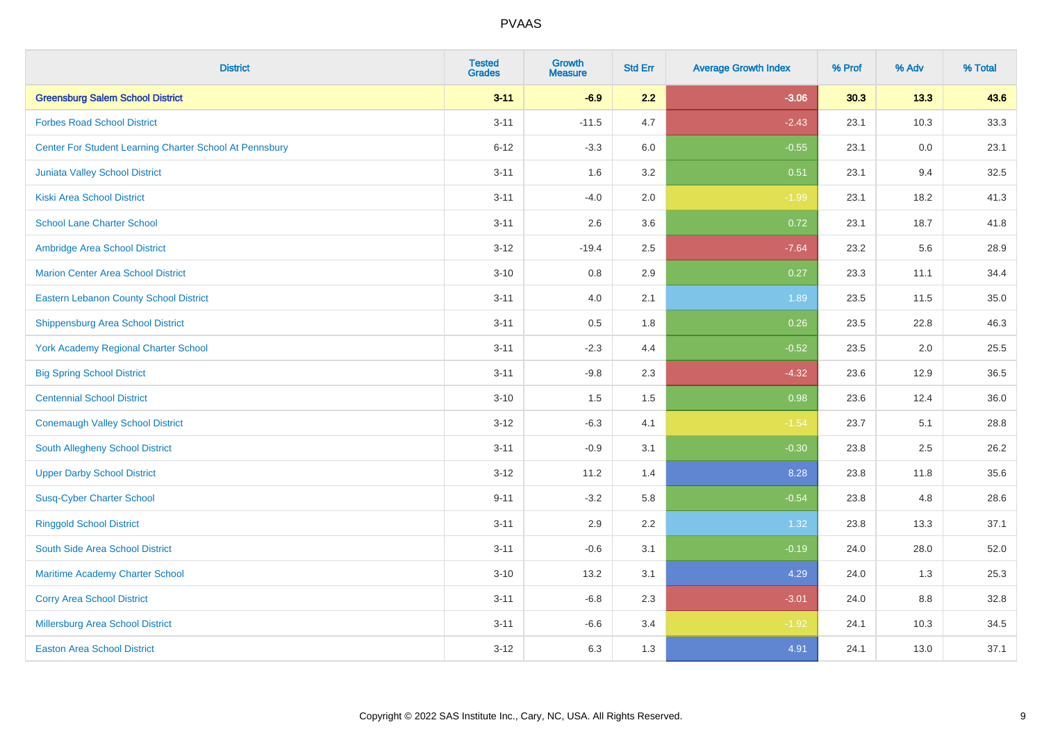# PVAAS

| District | Tested Grades | Growth Measure | Std Err | Average Growth Index | % Prof | % Adv | % Total |
|---|---|---|---|---|---|---|---|
| **Greensburg Salem School District** | **3-11** | **-6.9** | **2.2** | **-3.06** | **30.3** | **13.3** | **43.6** |
| Forbes Road School District | 3-11 | -11.5 | 4.7 | -2.43 | 23.1 | 10.3 | 33.3 |
| Center For Student Learning Charter School At Pennsbury | 6-12 | -3.3 | 6.0 | -0.55 | 23.1 | 0.0 | 23.1 |
| Juniata Valley School District | 3-11 | 1.6 | 3.2 | 0.51 | 23.1 | 9.4 | 32.5 |
| Kiski Area School District | 3-11 | -4.0 | 2.0 | -1.99 | 23.1 | 18.2 | 41.3 |
| School Lane Charter School | 3-11 | 2.6 | 3.6 | 0.72 | 23.1 | 18.7 | 41.8 |
| Ambridge Area School District | 3-12 | -19.4 | 2.5 | -7.64 | 23.2 | 5.6 | 28.9 |
| Marion Center Area School District | 3-10 | 0.8 | 2.9 | 0.27 | 23.3 | 11.1 | 34.4 |
| Eastern Lebanon County School District | 3-11 | 4.0 | 2.1 | 1.89 | 23.5 | 11.5 | 35.0 |
| Shippensburg Area School District | 3-11 | 0.5 | 1.8 | 0.26 | 23.5 | 22.8 | 46.3 |
| York Academy Regional Charter School | 3-11 | -2.3 | 4.4 | -0.52 | 23.5 | 2.0 | 25.5 |
| Big Spring School District | 3-11 | -9.8 | 2.3 | -4.32 | 23.6 | 12.9 | 36.5 |
| Centennial School District | 3-10 | 1.5 | 1.5 | 0.98 | 23.6 | 12.4 | 36.0 |
| Conemaugh Valley School District | 3-12 | -6.3 | 4.1 | -1.54 | 23.7 | 5.1 | 28.8 |
| South Allegheny School District | 3-11 | -0.9 | 3.1 | -0.30 | 23.8 | 2.5 | 26.2 |
| Upper Darby School District | 3-12 | 11.2 | 1.4 | 8.28 | 23.8 | 11.8 | 35.6 |
| Susq-Cyber Charter School | 9-11 | -3.2 | 5.8 | -0.54 | 23.8 | 4.8 | 28.6 |
| Ringgold School District | 3-11 | 2.9 | 2.2 | 1.32 | 23.8 | 13.3 | 37.1 |
| South Side Area School District | 3-11 | -0.6 | 3.1 | -0.19 | 24.0 | 28.0 | 52.0 |
| Maritime Academy Charter School | 3-10 | 13.2 | 3.1 | 4.29 | 24.0 | 1.3 | 25.3 |
| Corry Area School District | 3-11 | -6.8 | 2.3 | -3.01 | 24.0 | 8.8 | 32.8 |
| Millersburg Area School District | 3-11 | -6.6 | 3.4 | -1.92 | 24.1 | 10.3 | 34.5 |
| Easton Area School District | 3-12 | 6.3 | 1.3 | 4.91 | 24.1 | 13.0 | 37.1 |

Copyright © 2022 SAS Institute Inc., Cary, NC, USA. All Rights Reserved.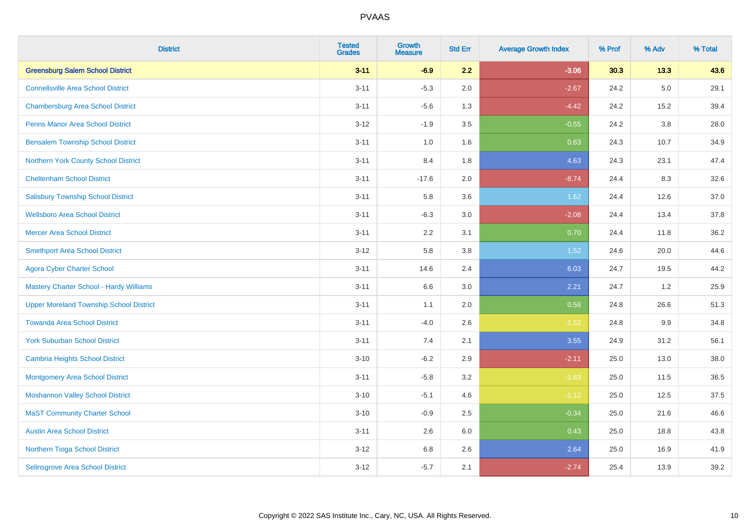PVAAS

| District | Tested Grades | Growth Measure | Std Err | Average Growth Index | % Prof | % Adv | % Total |
|---|---|---|---|---|---|---|---|
| **Greensburg Salem School District** | **3-11** | **-6.9** | **2.2** | **-3.06** | **30.3** | **13.3** | **43.6** |
| Connellsville Area School District | 3-11 | -5.3 | 2.0 | -2.67 | 24.2 | 5.0 | 29.1 |
| Chambersburg Area School District | 3-11 | -5.6 | 1.3 | -4.42 | 24.2 | 15.2 | 39.4 |
| Penns Manor Area School District | 3-12 | -1.9 | 3.5 | -0.55 | 24.2 | 3.8 | 28.0 |
| Bensalem Township School District | 3-11 | 1.0 | 1.6 | 0.63 | 24.3 | 10.7 | 34.9 |
| Northern York County School District | 3-11 | 8.4 | 1.8 | 4.63 | 24.3 | 23.1 | 47.4 |
| Cheltenham School District | 3-11 | -17.6 | 2.0 | -8.74 | 24.4 | 8.3 | 32.6 |
| Salisbury Township School District | 3-11 | 5.8 | 3.6 | 1.62 | 24.4 | 12.6 | 37.0 |
| Wellsboro Area School District | 3-11 | -6.3 | 3.0 | -2.08 | 24.4 | 13.4 | 37.8 |
| Mercer Area School District | 3-11 | 2.2 | 3.1 | 0.70 | 24.4 | 11.8 | 36.2 |
| Smethport Area School District | 3-12 | 5.8 | 3.8 | 1.52 | 24.6 | 20.0 | 44.6 |
| Agora Cyber Charter School | 3-11 | 14.6 | 2.4 | 6.03 | 24.7 | 19.5 | 44.2 |
| Mastery Charter School - Hardy Williams | 3-11 | 6.6 | 3.0 | 2.21 | 24.7 | 1.2 | 25.9 |
| Upper Moreland Township School District | 3-11 | 1.1 | 2.0 | 0.56 | 24.8 | 26.6 | 51.3 |
| Towanda Area School District | 3-11 | -4.0 | 2.6 | -1.52 | 24.8 | 9.9 | 34.8 |
| York Suburban School District | 3-11 | 7.4 | 2.1 | 3.55 | 24.9 | 31.2 | 56.1 |
| Cambria Heights School District | 3-10 | -6.2 | 2.9 | -2.11 | 25.0 | 13.0 | 38.0 |
| Montgomery Area School District | 3-11 | -5.8 | 3.2 | -1.83 | 25.0 | 11.5 | 36.5 |
| Moshannon Valley School District | 3-10 | -5.1 | 4.6 | -1.12 | 25.0 | 12.5 | 37.5 |
| MaST Community Charter School | 3-10 | -0.9 | 2.5 | -0.34 | 25.0 | 21.6 | 46.6 |
| Austin Area School District | 3-11 | 2.6 | 6.0 | 0.43 | 25.0 | 18.8 | 43.8 |
| Northern Tioga School District | 3-12 | 6.8 | 2.6 | 2.64 | 25.0 | 16.9 | 41.9 |
| Selinsgrove Area School District | 3-12 | -5.7 | 2.1 | -2.74 | 25.4 | 13.9 | 39.2 |

Copyright © 2022 SAS Institute Inc., Cary, NC, USA. All Rights Reserved.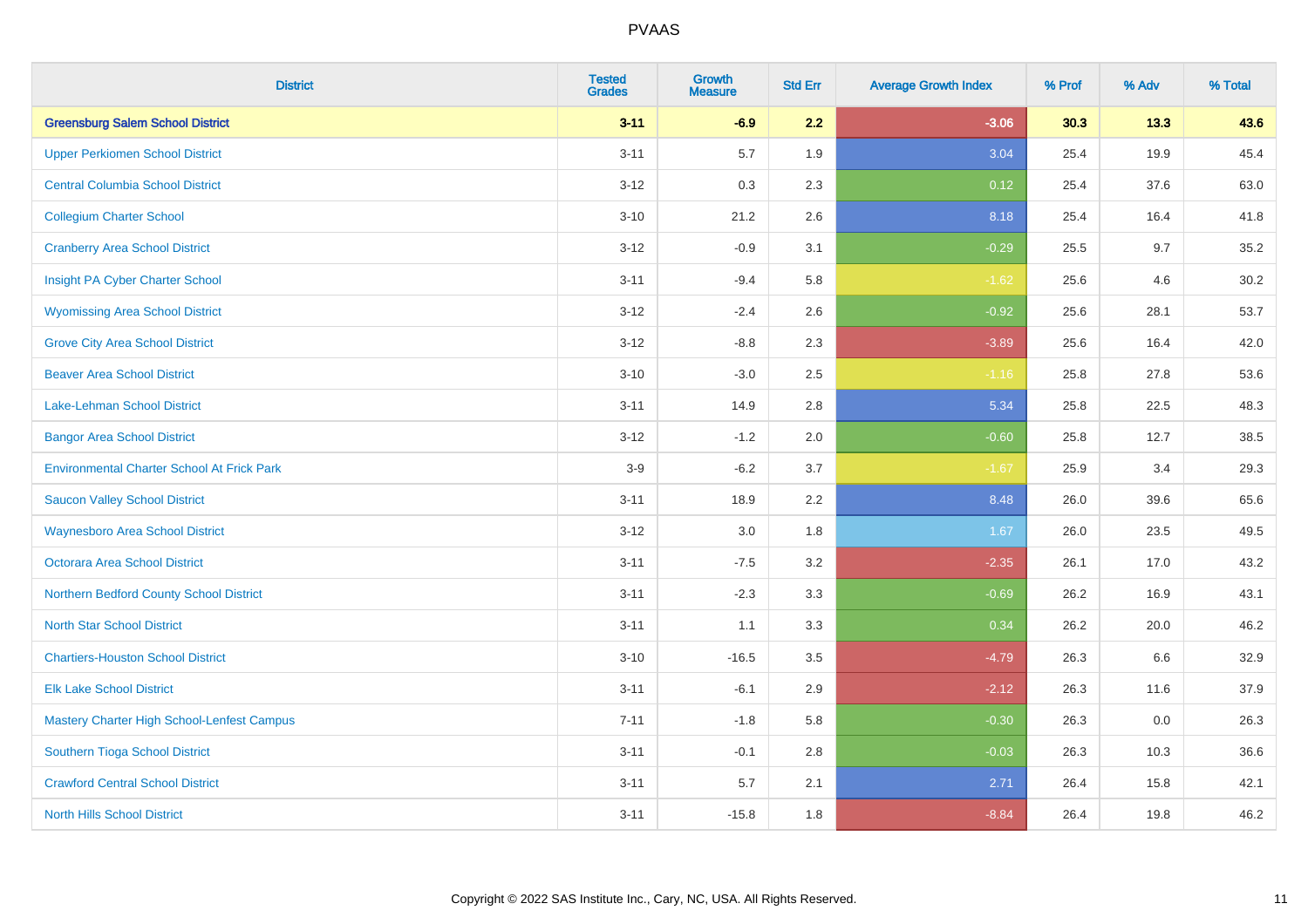# PVAAS

| District | Tested Grades | Growth Measure | Std Err | Average Growth Index | % Prof | % Adv | % Total |
|---|---|---|---|---|---|---|---|
| **Greensburg Salem School District** | **3-11** | **-6.9** | **2.2** | **-3.06** | **30.3** | **13.3** | **43.6** |
| Upper Perkiomen School District | 3-11 | 5.7 | 1.9 | 3.04 | 25.4 | 19.9 | 45.4 |
| Central Columbia School District | 3-12 | 0.3 | 2.3 | 0.12 | 25.4 | 37.6 | 63.0 |
| Collegium Charter School | 3-10 | 21.2 | 2.6 | 8.18 | 25.4 | 16.4 | 41.8 |
| Cranberry Area School District | 3-12 | -0.9 | 3.1 | -0.29 | 25.5 | 9.7 | 35.2 |
| Insight PA Cyber Charter School | 3-11 | -9.4 | 5.8 | -1.62 | 25.6 | 4.6 | 30.2 |
| Wyomissing Area School District | 3-12 | -2.4 | 2.6 | -0.92 | 25.6 | 28.1 | 53.7 |
| Grove City Area School District | 3-12 | -8.8 | 2.3 | -3.89 | 25.6 | 16.4 | 42.0 |
| Beaver Area School District | 3-10 | -3.0 | 2.5 | -1.16 | 25.8 | 27.8 | 53.6 |
| Lake-Lehman School District | 3-11 | 14.9 | 2.8 | 5.34 | 25.8 | 22.5 | 48.3 |
| Bangor Area School District | 3-12 | -1.2 | 2.0 | -0.60 | 25.8 | 12.7 | 38.5 |
| Environmental Charter School At Frick Park | 3-9 | -6.2 | 3.7 | -1.67 | 25.9 | 3.4 | 29.3 |
| Saucon Valley School District | 3-11 | 18.9 | 2.2 | 8.48 | 26.0 | 39.6 | 65.6 |
| Waynesboro Area School District | 3-12 | 3.0 | 1.8 | 1.67 | 26.0 | 23.5 | 49.5 |
| Octorara Area School District | 3-11 | -7.5 | 3.2 | -2.35 | 26.1 | 17.0 | 43.2 |
| Northern Bedford County School District | 3-11 | -2.3 | 3.3 | -0.69 | 26.2 | 16.9 | 43.1 |
| North Star School District | 3-11 | 1.1 | 3.3 | 0.34 | 26.2 | 20.0 | 46.2 |
| Chartiers-Houston School District | 3-10 | -16.5 | 3.5 | -4.79 | 26.3 | 6.6 | 32.9 |
| Elk Lake School District | 3-11 | -6.1 | 2.9 | -2.12 | 26.3 | 11.6 | 37.9 |
| Mastery Charter High School-Lenfest Campus | 7-11 | -1.8 | 5.8 | -0.30 | 26.3 | 0.0 | 26.3 |
| Southern Tioga School District | 3-11 | -0.1 | 2.8 | -0.03 | 26.3 | 10.3 | 36.6 |
| Crawford Central School District | 3-11 | 5.7 | 2.1 | 2.71 | 26.4 | 15.8 | 42.1 |
| North Hills School District | 3-11 | -15.8 | 1.8 | -8.84 | 26.4 | 19.8 | 46.2 |

Copyright © 2022 SAS Institute Inc., Cary, NC, USA. All Rights Reserved.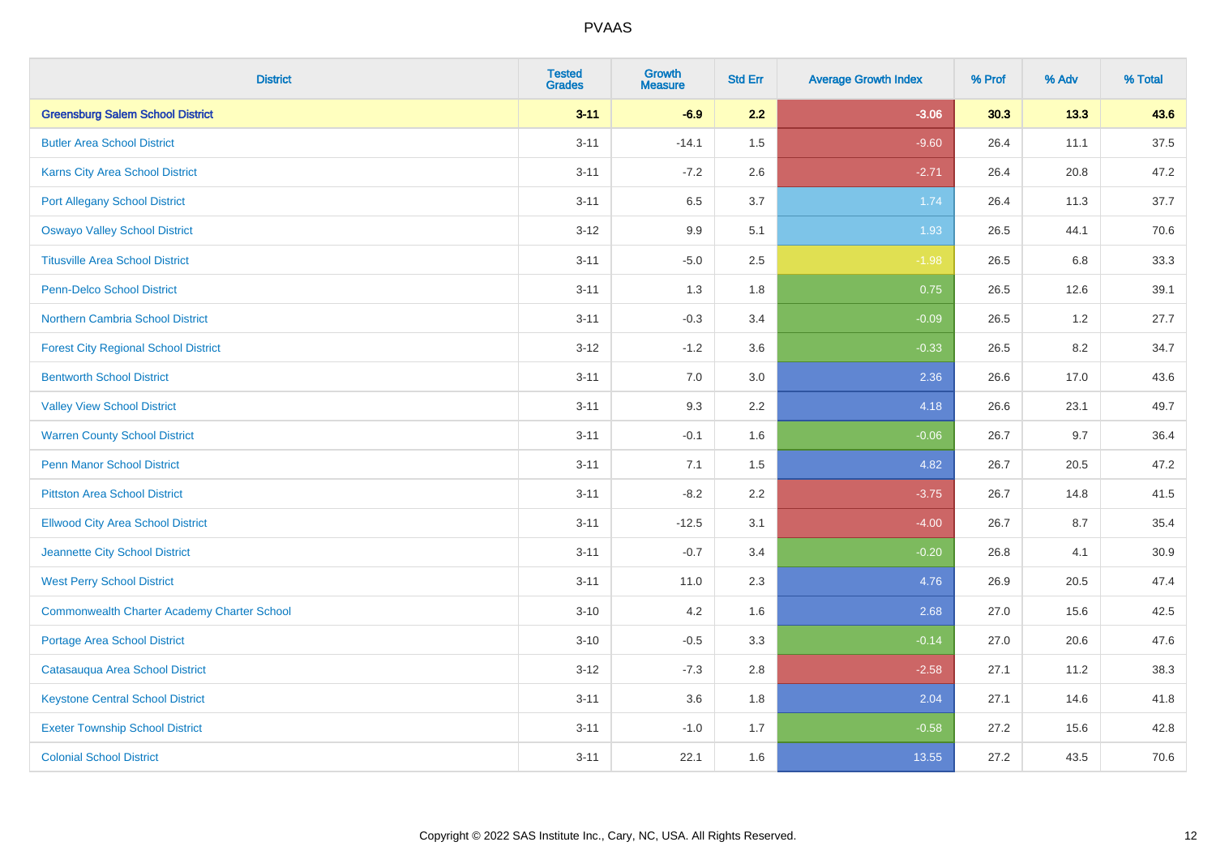| District | Tested Grades | Growth Measure | Std Err | Average Growth Index | % Prof | % Adv | % Total |
|---|---|---|---|---|---|---|---|
| **Greensburg Salem School District** | **3-11** | **-6.9** | **2.2** | **-3.06** | **30.3** | **13.3** | **43.6** |
| Butler Area School District | 3-11 | -14.1 | 1.5 | -9.60 | 26.4 | 11.1 | 37.5 |
| Karns City Area School District | 3-11 | -7.2 | 2.6 | -2.71 | 26.4 | 20.8 | 47.2 |
| Port Allegany School District | 3-11 | 6.5 | 3.7 | 1.74 | 26.4 | 11.3 | 37.7 |
| Oswayo Valley School District | 3-12 | 9.9 | 5.1 | 1.93 | 26.5 | 44.1 | 70.6 |
| Titusville Area School District | 3-11 | -5.0 | 2.5 | -1.98 | 26.5 | 6.8 | 33.3 |
| Penn-Delco School District | 3-11 | 1.3 | 1.8 | 0.75 | 26.5 | 12.6 | 39.1 |
| Northern Cambria School District | 3-11 | -0.3 | 3.4 | -0.09 | 26.5 | 1.2 | 27.7 |
| Forest City Regional School District | 3-12 | -1.2 | 3.6 | -0.33 | 26.5 | 8.2 | 34.7 |
| Bentworth School District | 3-11 | 7.0 | 3.0 | 2.36 | 26.6 | 17.0 | 43.6 |
| Valley View School District | 3-11 | 9.3 | 2.2 | 4.18 | 26.6 | 23.1 | 49.7 |
| Warren County School District | 3-11 | -0.1 | 1.6 | -0.06 | 26.7 | 9.7 | 36.4 |
| Penn Manor School District | 3-11 | 7.1 | 1.5 | 4.82 | 26.7 | 20.5 | 47.2 |
| Pittston Area School District | 3-11 | -8.2 | 2.2 | -3.75 | 26.7 | 14.8 | 41.5 |
| Ellwood City Area School District | 3-11 | -12.5 | 3.1 | -4.00 | 26.7 | 8.7 | 35.4 |
| Jeannette City School District | 3-11 | -0.7 | 3.4 | -0.20 | 26.8 | 4.1 | 30.9 |
| West Perry School District | 3-11 | 11.0 | 2.3 | 4.76 | 26.9 | 20.5 | 47.4 |
| Commonwealth Charter Academy Charter School | 3-10 | 4.2 | 1.6 | 2.68 | 27.0 | 15.6 | 42.5 |
| Portage Area School District | 3-10 | -0.5 | 3.3 | -0.14 | 27.0 | 20.6 | 47.6 |
| Catasauqua Area School District | 3-12 | -7.3 | 2.8 | -2.58 | 27.1 | 11.2 | 38.3 |
| Keystone Central School District | 3-11 | 3.6 | 1.8 | 2.04 | 27.1 | 14.6 | 41.8 |
| Exeter Township School District | 3-11 | -1.0 | 1.7 | -0.58 | 27.2 | 15.6 | 42.8 |
| Colonial School District | 3-11 | 22.1 | 1.6 | 13.55 | 27.2 | 43.5 | 70.6 |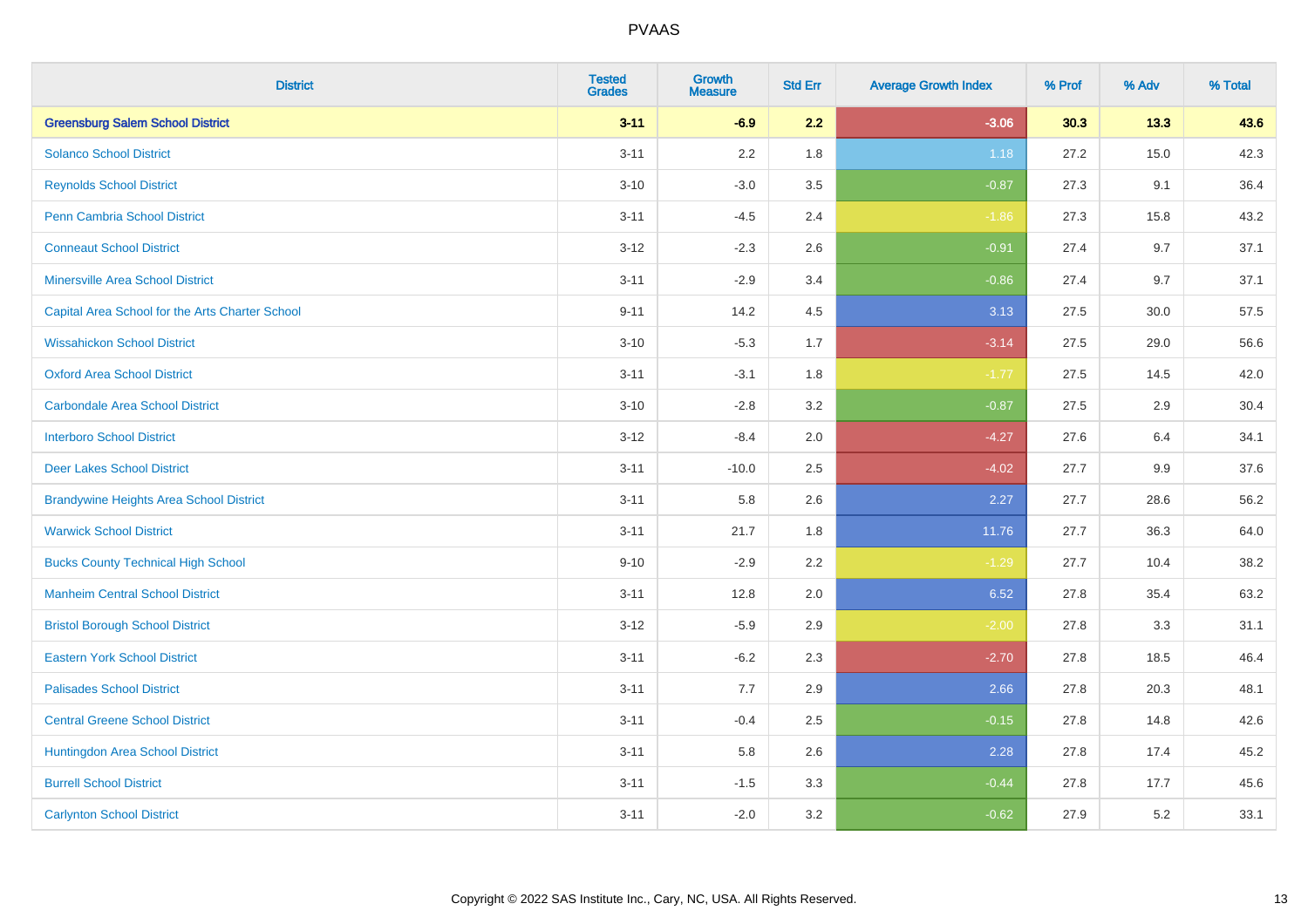# PVAAS

| District | Tested Grades | Growth Measure | Std Err | Average Growth Index | % Prof | % Adv | % Total |
|---|---|---|---|---|---|---|---|
| **Greensburg Salem School District** | **3-11** | **-6.9** | **2.2** | **-3.06** | **30.3** | **13.3** | **43.6** |
| Solanco School District | 3-11 | 2.2 | 1.8 | 1.18 | 27.2 | 15.0 | 42.3 |
| Reynolds School District | 3-10 | -3.0 | 3.5 | -0.87 | 27.3 | 9.1 | 36.4 |
| Penn Cambria School District | 3-11 | -4.5 | 2.4 | -1.86 | 27.3 | 15.8 | 43.2 |
| Conneaut School District | 3-12 | -2.3 | 2.6 | -0.91 | 27.4 | 9.7 | 37.1 |
| Minersville Area School District | 3-11 | -2.9 | 3.4 | -0.86 | 27.4 | 9.7 | 37.1 |
| Capital Area School for the Arts Charter School | 9-11 | 14.2 | 4.5 | 3.13 | 27.5 | 30.0 | 57.5 |
| Wissahickon School District | 3-10 | -5.3 | 1.7 | -3.14 | 27.5 | 29.0 | 56.6 |
| Oxford Area School District | 3-11 | -3.1 | 1.8 | -1.77 | 27.5 | 14.5 | 42.0 |
| Carbondale Area School District | 3-10 | -2.8 | 3.2 | -0.87 | 27.5 | 2.9 | 30.4 |
| Interboro School District | 3-12 | -8.4 | 2.0 | -4.27 | 27.6 | 6.4 | 34.1 |
| Deer Lakes School District | 3-11 | -10.0 | 2.5 | -4.02 | 27.7 | 9.9 | 37.6 |
| Brandywine Heights Area School District | 3-11 | 5.8 | 2.6 | 2.27 | 27.7 | 28.6 | 56.2 |
| Warwick School District | 3-11 | 21.7 | 1.8 | 11.76 | 27.7 | 36.3 | 64.0 |
| Bucks County Technical High School | 9-10 | -2.9 | 2.2 | -1.29 | 27.7 | 10.4 | 38.2 |
| Manheim Central School District | 3-11 | 12.8 | 2.0 | 6.52 | 27.8 | 35.4 | 63.2 |
| Bristol Borough School District | 3-12 | -5.9 | 2.9 | -2.00 | 27.8 | 3.3 | 31.1 |
| Eastern York School District | 3-11 | -6.2 | 2.3 | -2.70 | 27.8 | 18.5 | 46.4 |
| Palisades School District | 3-11 | 7.7 | 2.9 | 2.66 | 27.8 | 20.3 | 48.1 |
| Central Greene School District | 3-11 | -0.4 | 2.5 | -0.15 | 27.8 | 14.8 | 42.6 |
| Huntingdon Area School District | 3-11 | 5.8 | 2.6 | 2.28 | 27.8 | 17.4 | 45.2 |
| Burrell School District | 3-11 | -1.5 | 3.3 | -0.44 | 27.8 | 17.7 | 45.6 |
| Carlynton School District | 3-11 | -2.0 | 3.2 | -0.62 | 27.9 | 5.2 | 33.1 |

Copyright © 2022 SAS Institute Inc., Cary, NC, USA. All Rights Reserved.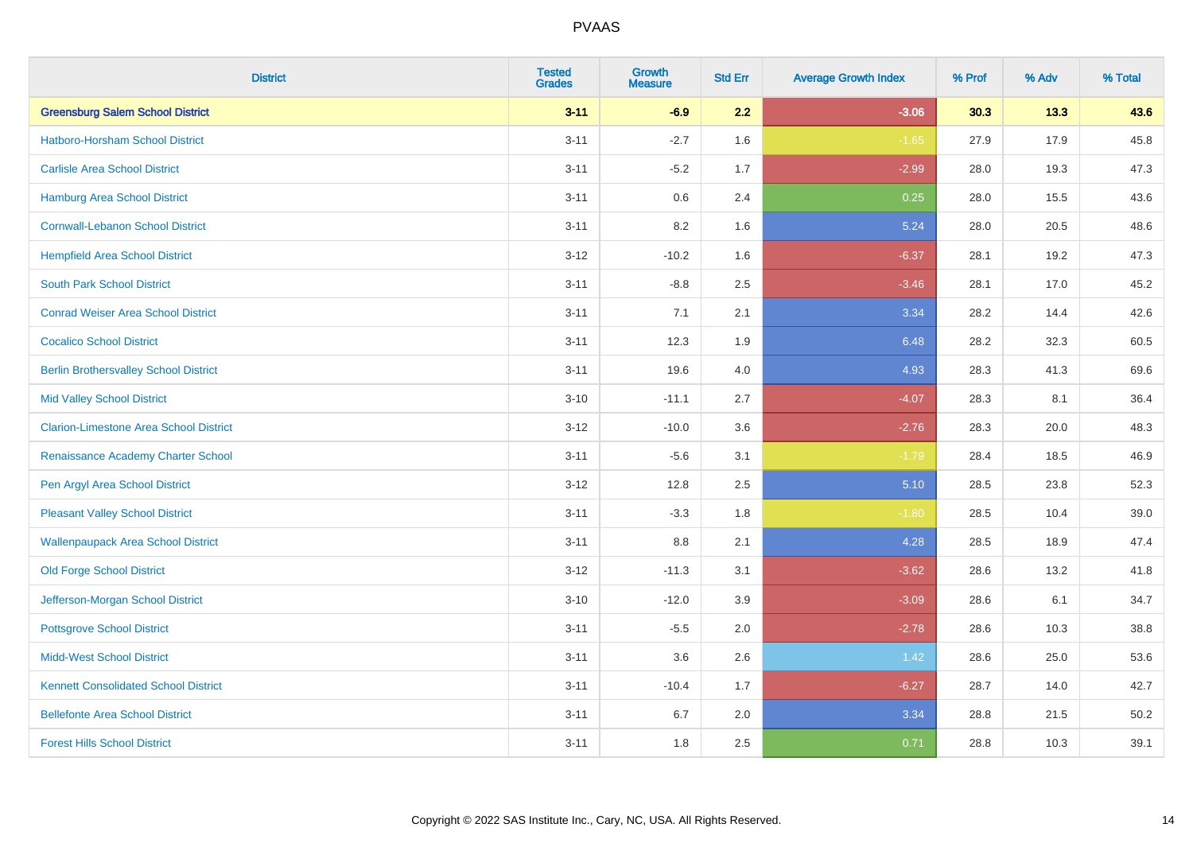# PVAAS

| District | Tested Grades | Growth Measure | Std Err | Average Growth Index | % Prof | % Adv | % Total |
|---|---|---|---|---|---|---|---|
| **Greensburg Salem School District** | **3-11** | **-6.9** | **2.2** | **-3.06** | **30.3** | **13.3** | **43.6** |
| Hatboro-Horsham School District | 3-11 | -2.7 | 1.6 | -1.65 | 27.9 | 17.9 | 45.8 |
| Carlisle Area School District | 3-11 | -5.2 | 1.7 | -2.99 | 28.0 | 19.3 | 47.3 |
| Hamburg Area School District | 3-11 | 0.6 | 2.4 | 0.25 | 28.0 | 15.5 | 43.6 |
| Cornwall-Lebanon School District | 3-11 | 8.2 | 1.6 | 5.24 | 28.0 | 20.5 | 48.6 |
| Hempfield Area School District | 3-12 | -10.2 | 1.6 | -6.37 | 28.1 | 19.2 | 47.3 |
| South Park School District | 3-11 | -8.8 | 2.5 | -3.46 | 28.1 | 17.0 | 45.2 |
| Conrad Weiser Area School District | 3-11 | 7.1 | 2.1 | 3.34 | 28.2 | 14.4 | 42.6 |
| Cocalico School District | 3-11 | 12.3 | 1.9 | 6.48 | 28.2 | 32.3 | 60.5 |
| Berlin Brothersvalley School District | 3-11 | 19.6 | 4.0 | 4.93 | 28.3 | 41.3 | 69.6 |
| Mid Valley School District | 3-10 | -11.1 | 2.7 | -4.07 | 28.3 | 8.1 | 36.4 |
| Clarion-Limestone Area School District | 3-12 | -10.0 | 3.6 | -2.76 | 28.3 | 20.0 | 48.3 |
| Renaissance Academy Charter School | 3-11 | -5.6 | 3.1 | -1.79 | 28.4 | 18.5 | 46.9 |
| Pen Argyl Area School District | 3-12 | 12.8 | 2.5 | 5.10 | 28.5 | 23.8 | 52.3 |
| Pleasant Valley School District | 3-11 | -3.3 | 1.8 | -1.80 | 28.5 | 10.4 | 39.0 |
| Wallenpaupack Area School District | 3-11 | 8.8 | 2.1 | 4.28 | 28.5 | 18.9 | 47.4 |
| Old Forge School District | 3-12 | -11.3 | 3.1 | -3.62 | 28.6 | 13.2 | 41.8 |
| Jefferson-Morgan School District | 3-10 | -12.0 | 3.9 | -3.09 | 28.6 | 6.1 | 34.7 |
| Pottsgrove School District | 3-11 | -5.5 | 2.0 | -2.78 | 28.6 | 10.3 | 38.8 |
| Midd-West School District | 3-11 | 3.6 | 2.6 | 1.42 | 28.6 | 25.0 | 53.6 |
| Kennett Consolidated School District | 3-11 | -10.4 | 1.7 | -6.27 | 28.7 | 14.0 | 42.7 |
| Bellefonte Area School District | 3-11 | 6.7 | 2.0 | 3.34 | 28.8 | 21.5 | 50.2 |
| Forest Hills School District | 3-11 | 1.8 | 2.5 | 0.71 | 28.8 | 10.3 | 39.1 |

Copyright © 2022 SAS Institute Inc., Cary, NC, USA. All Rights Reserved.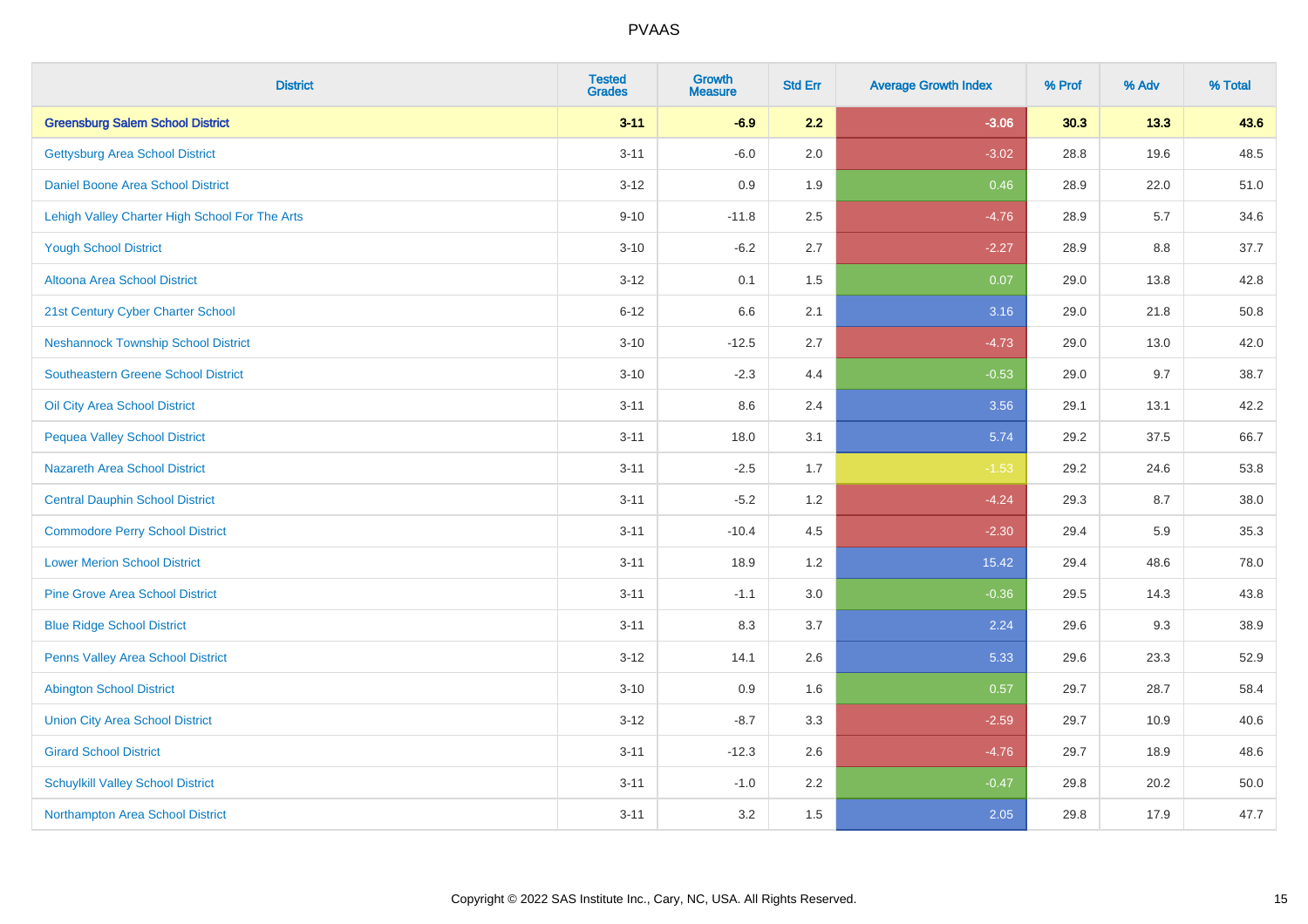| District | Tested Grades | Growth Measure | Std Err | Average Growth Index | % Prof | % Adv | % Total |
|---|---|---|---|---|---|---|---|
| **Greensburg Salem School District** | **3-11** | **-6.9** | **2.2** | **-3.06** | **30.3** | **13.3** | **43.6** |
| Gettysburg Area School District | 3-11 | -6.0 | 2.0 | -3.02 | 28.8 | 19.6 | 48.5 |
| Daniel Boone Area School District | 3-12 | 0.9 | 1.9 | 0.46 | 28.9 | 22.0 | 51.0 |
| Lehigh Valley Charter High School For The Arts | 9-10 | -11.8 | 2.5 | -4.76 | 28.9 | 5.7 | 34.6 |
| Yough School District | 3-10 | -6.2 | 2.7 | -2.27 | 28.9 | 8.8 | 37.7 |
| Altoona Area School District | 3-12 | 0.1 | 1.5 | 0.07 | 29.0 | 13.8 | 42.8 |
| 21st Century Cyber Charter School | 6-12 | 6.6 | 2.1 | 3.16 | 29.0 | 21.8 | 50.8 |
| Neshannock Township School District | 3-10 | -12.5 | 2.7 | -4.73 | 29.0 | 13.0 | 42.0 |
| Southeastern Greene School District | 3-10 | -2.3 | 4.4 | -0.53 | 29.0 | 9.7 | 38.7 |
| Oil City Area School District | 3-11 | 8.6 | 2.4 | 3.56 | 29.1 | 13.1 | 42.2 |
| Pequea Valley School District | 3-11 | 18.0 | 3.1 | 5.74 | 29.2 | 37.5 | 66.7 |
| Nazareth Area School District | 3-11 | -2.5 | 1.7 | -1.53 | 29.2 | 24.6 | 53.8 |
| Central Dauphin School District | 3-11 | -5.2 | 1.2 | -4.24 | 29.3 | 8.7 | 38.0 |
| Commodore Perry School District | 3-11 | -10.4 | 4.5 | -2.30 | 29.4 | 5.9 | 35.3 |
| Lower Merion School District | 3-11 | 18.9 | 1.2 | 15.42 | 29.4 | 48.6 | 78.0 |
| Pine Grove Area School District | 3-11 | -1.1 | 3.0 | -0.36 | 29.5 | 14.3 | 43.8 |
| Blue Ridge School District | 3-11 | 8.3 | 3.7 | 2.24 | 29.6 | 9.3 | 38.9 |
| Penns Valley Area School District | 3-12 | 14.1 | 2.6 | 5.33 | 29.6 | 23.3 | 52.9 |
| Abington School District | 3-10 | 0.9 | 1.6 | 0.57 | 29.7 | 28.7 | 58.4 |
| Union City Area School District | 3-12 | -8.7 | 3.3 | -2.59 | 29.7 | 10.9 | 40.6 |
| Girard School District | 3-11 | -12.3 | 2.6 | -4.76 | 29.7 | 18.9 | 48.6 |
| Schuylkill Valley School District | 3-11 | -1.0 | 2.2 | -0.47 | 29.8 | 20.2 | 50.0 |
| Northampton Area School District | 3-11 | 3.2 | 1.5 | 2.05 | 29.8 | 17.9 | 47.7 |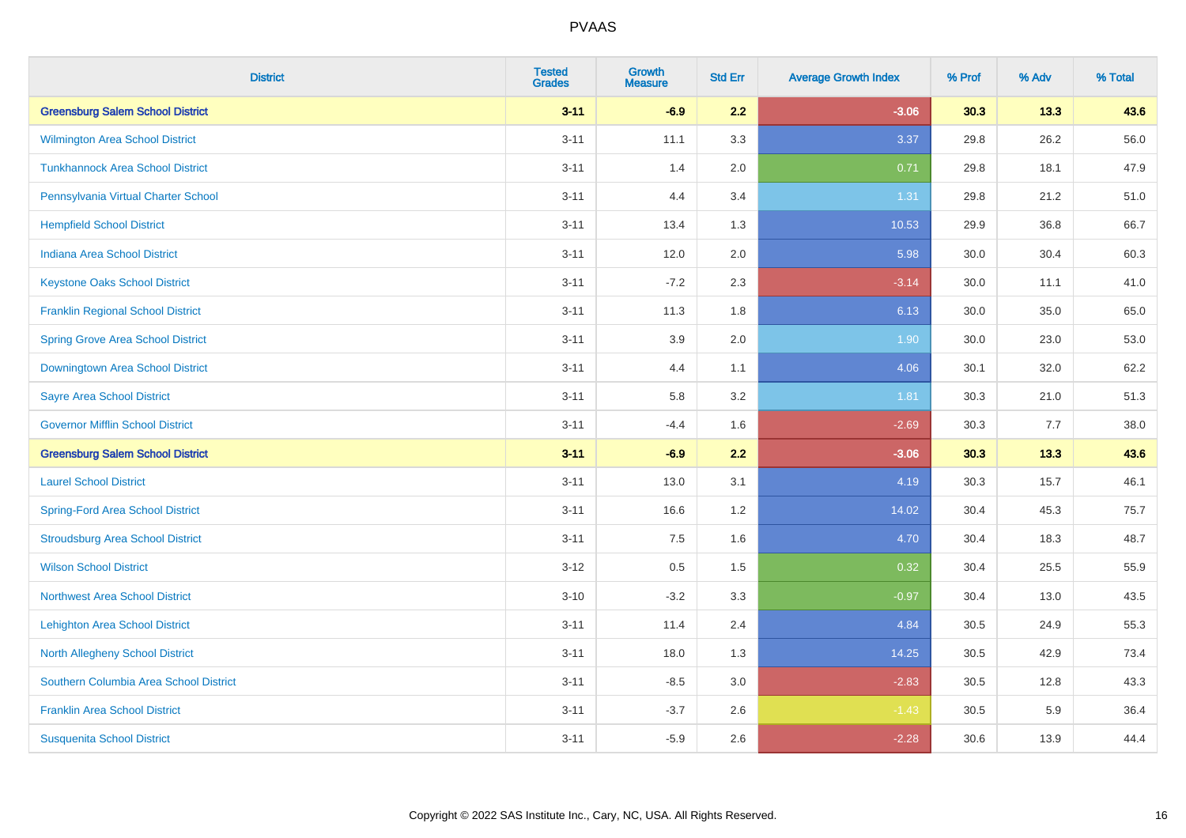# PVAAS

| District | Tested Grades | Growth Measure | Std Err | Average Growth Index | % Prof | % Adv | % Total |
|---|---|---|---|---|---|---|---|
| **Greensburg Salem School District** | **3-11** | **-6.9** | **2.2** | **-3.06** | **30.3** | **13.3** | **43.6** |
| Wilmington Area School District | 3-11 | 11.1 | 3.3 | 3.37 | 29.8 | 26.2 | 56.0 |
| Tunkhannock Area School District | 3-11 | 1.4 | 2.0 | 0.71 | 29.8 | 18.1 | 47.9 |
| Pennsylvania Virtual Charter School | 3-11 | 4.4 | 3.4 | 1.31 | 29.8 | 21.2 | 51.0 |
| Hempfield School District | 3-11 | 13.4 | 1.3 | 10.53 | 29.9 | 36.8 | 66.7 |
| Indiana Area School District | 3-11 | 12.0 | 2.0 | 5.98 | 30.0 | 30.4 | 60.3 |
| Keystone Oaks School District | 3-11 | -7.2 | 2.3 | -3.14 | 30.0 | 11.1 | 41.0 |
| Franklin Regional School District | 3-11 | 11.3 | 1.8 | 6.13 | 30.0 | 35.0 | 65.0 |
| Spring Grove Area School District | 3-11 | 3.9 | 2.0 | 1.90 | 30.0 | 23.0 | 53.0 |
| Downingtown Area School District | 3-11 | 4.4 | 1.1 | 4.06 | 30.1 | 32.0 | 62.2 |
| Sayre Area School District | 3-11 | 5.8 | 3.2 | 1.81 | 30.3 | 21.0 | 51.3 |
| Governor Mifflin School District | 3-11 | -4.4 | 1.6 | -2.69 | 30.3 | 7.7 | 38.0 |
| **Greensburg Salem School District** | **3-11** | **-6.9** | **2.2** | **-3.06** | **30.3** | **13.3** | **43.6** |
| Laurel School District | 3-11 | 13.0 | 3.1 | 4.19 | 30.3 | 15.7 | 46.1 |
| Spring-Ford Area School District | 3-11 | 16.6 | 1.2 | 14.02 | 30.4 | 45.3 | 75.7 |
| Stroudsburg Area School District | 3-11 | 7.5 | 1.6 | 4.70 | 30.4 | 18.3 | 48.7 |
| Wilson School District | 3-12 | 0.5 | 1.5 | 0.32 | 30.4 | 25.5 | 55.9 |
| Northwest Area School District | 3-10 | -3.2 | 3.3 | -0.97 | 30.4 | 13.0 | 43.5 |
| Lehighton Area School District | 3-11 | 11.4 | 2.4 | 4.84 | 30.5 | 24.9 | 55.3 |
| North Allegheny School District | 3-11 | 18.0 | 1.3 | 14.25 | 30.5 | 42.9 | 73.4 |
| Southern Columbia Area School District | 3-11 | -8.5 | 3.0 | -2.83 | 30.5 | 12.8 | 43.3 |
| Franklin Area School District | 3-11 | -3.7 | 2.6 | -1.43 | 30.5 | 5.9 | 36.4 |
| Susquenita School District | 3-11 | -5.9 | 2.6 | -2.28 | 30.6 | 13.9 | 44.4 |

Copyright © 2022 SAS Institute Inc., Cary, NC, USA. All Rights Reserved.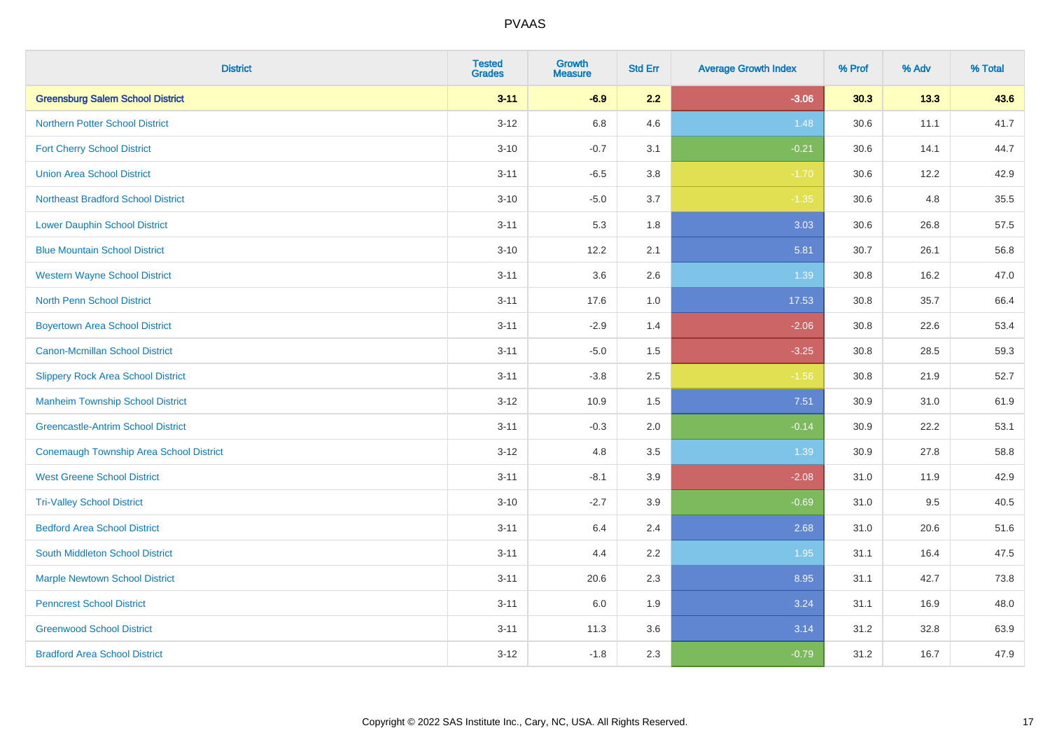PVAAS

| District | Tested Grades | Growth Measure | Std Err | Average Growth Index | % Prof | % Adv | % Total |
|---|---|---|---|---|---|---|---|
| **Greensburg Salem School District** | **3-11** | **-6.9** | **2.2** | **-3.06** | **30.3** | **13.3** | **43.6** |
| Northern Potter School District | 3-12 | 6.8 | 4.6 | 1.48 | 30.6 | 11.1 | 41.7 |
| Fort Cherry School District | 3-10 | -0.7 | 3.1 | -0.21 | 30.6 | 14.1 | 44.7 |
| Union Area School District | 3-11 | -6.5 | 3.8 | -1.70 | 30.6 | 12.2 | 42.9 |
| Northeast Bradford School District | 3-10 | -5.0 | 3.7 | -1.35 | 30.6 | 4.8 | 35.5 |
| Lower Dauphin School District | 3-11 | 5.3 | 1.8 | 3.03 | 30.6 | 26.8 | 57.5 |
| Blue Mountain School District | 3-10 | 12.2 | 2.1 | 5.81 | 30.7 | 26.1 | 56.8 |
| Western Wayne School District | 3-11 | 3.6 | 2.6 | 1.39 | 30.8 | 16.2 | 47.0 |
| North Penn School District | 3-11 | 17.6 | 1.0 | 17.53 | 30.8 | 35.7 | 66.4 |
| Boyertown Area School District | 3-11 | -2.9 | 1.4 | -2.06 | 30.8 | 22.6 | 53.4 |
| Canon-Mcmillan School District | 3-11 | -5.0 | 1.5 | -3.25 | 30.8 | 28.5 | 59.3 |
| Slippery Rock Area School District | 3-11 | -3.8 | 2.5 | -1.56 | 30.8 | 21.9 | 52.7 |
| Manheim Township School District | 3-12 | 10.9 | 1.5 | 7.51 | 30.9 | 31.0 | 61.9 |
| Greencastle-Antrim School District | 3-11 | -0.3 | 2.0 | -0.14 | 30.9 | 22.2 | 53.1 |
| Conemaugh Township Area School District | 3-12 | 4.8 | 3.5 | 1.39 | 30.9 | 27.8 | 58.8 |
| West Greene School District | 3-11 | -8.1 | 3.9 | -2.08 | 31.0 | 11.9 | 42.9 |
| Tri-Valley School District | 3-10 | -2.7 | 3.9 | -0.69 | 31.0 | 9.5 | 40.5 |
| Bedford Area School District | 3-11 | 6.4 | 2.4 | 2.68 | 31.0 | 20.6 | 51.6 |
| South Middleton School District | 3-11 | 4.4 | 2.2 | 1.95 | 31.1 | 16.4 | 47.5 |
| Marple Newtown School District | 3-11 | 20.6 | 2.3 | 8.95 | 31.1 | 42.7 | 73.8 |
| Penncrest School District | 3-11 | 6.0 | 1.9 | 3.24 | 31.1 | 16.9 | 48.0 |
| Greenwood School District | 3-11 | 11.3 | 3.6 | 3.14 | 31.2 | 32.8 | 63.9 |
| Bradford Area School District | 3-12 | -1.8 | 2.3 | -0.79 | 31.2 | 16.7 | 47.9 |

Copyright © 2022 SAS Institute Inc., Cary, NC, USA. All Rights Reserved.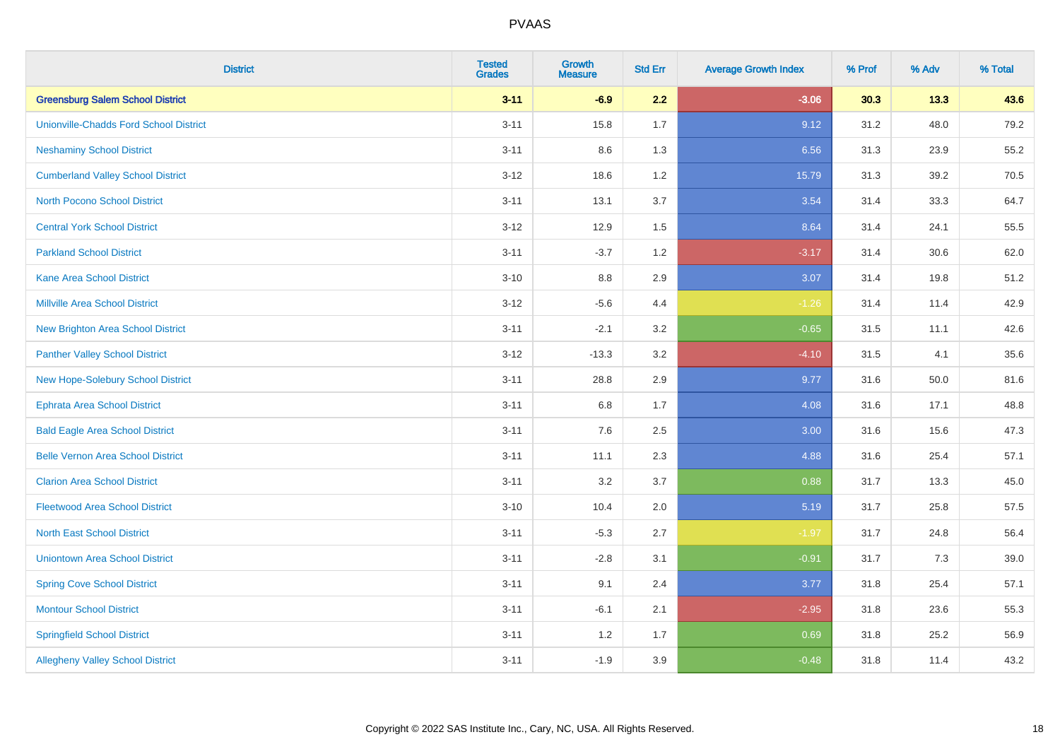| District | Tested Grades | Growth Measure | Std Err | Average Growth Index | % Prof | % Adv | % Total |
|---|---|---|---|---|---|---|---|
| **Greensburg Salem School District** | **3-11** | **-6.9** | **2.2** | **-3.06** | **30.3** | **13.3** | **43.6** |
| Unionville-Chadds Ford School District | 3-11 | 15.8 | 1.7 | 9.12 | 31.2 | 48.0 | 79.2 |
| Neshaminy School District | 3-11 | 8.6 | 1.3 | 6.56 | 31.3 | 23.9 | 55.2 |
| Cumberland Valley School District | 3-12 | 18.6 | 1.2 | 15.79 | 31.3 | 39.2 | 70.5 |
| North Pocono School District | 3-11 | 13.1 | 3.7 | 3.54 | 31.4 | 33.3 | 64.7 |
| Central York School District | 3-12 | 12.9 | 1.5 | 8.64 | 31.4 | 24.1 | 55.5 |
| Parkland School District | 3-11 | -3.7 | 1.2 | -3.17 | 31.4 | 30.6 | 62.0 |
| Kane Area School District | 3-10 | 8.8 | 2.9 | 3.07 | 31.4 | 19.8 | 51.2 |
| Millville Area School District | 3-12 | -5.6 | 4.4 | -1.26 | 31.4 | 11.4 | 42.9 |
| New Brighton Area School District | 3-11 | -2.1 | 3.2 | -0.65 | 31.5 | 11.1 | 42.6 |
| Panther Valley School District | 3-12 | -13.3 | 3.2 | -4.10 | 31.5 | 4.1 | 35.6 |
| New Hope-Solebury School District | 3-11 | 28.8 | 2.9 | 9.77 | 31.6 | 50.0 | 81.6 |
| Ephrata Area School District | 3-11 | 6.8 | 1.7 | 4.08 | 31.6 | 17.1 | 48.8 |
| Bald Eagle Area School District | 3-11 | 7.6 | 2.5 | 3.00 | 31.6 | 15.6 | 47.3 |
| Belle Vernon Area School District | 3-11 | 11.1 | 2.3 | 4.88 | 31.6 | 25.4 | 57.1 |
| Clarion Area School District | 3-11 | 3.2 | 3.7 | 0.88 | 31.7 | 13.3 | 45.0 |
| Fleetwood Area School District | 3-10 | 10.4 | 2.0 | 5.19 | 31.7 | 25.8 | 57.5 |
| North East School District | 3-11 | -5.3 | 2.7 | -1.97 | 31.7 | 24.8 | 56.4 |
| Uniontown Area School District | 3-11 | -2.8 | 3.1 | -0.91 | 31.7 | 7.3 | 39.0 |
| Spring Cove School District | 3-11 | 9.1 | 2.4 | 3.77 | 31.8 | 25.4 | 57.1 |
| Montour School District | 3-11 | -6.1 | 2.1 | -2.95 | 31.8 | 23.6 | 55.3 |
| Springfield School District | 3-11 | 1.2 | 1.7 | 0.69 | 31.8 | 25.2 | 56.9 |
| Allegheny Valley School District | 3-11 | -1.9 | 3.9 | -0.48 | 31.8 | 11.4 | 43.2 |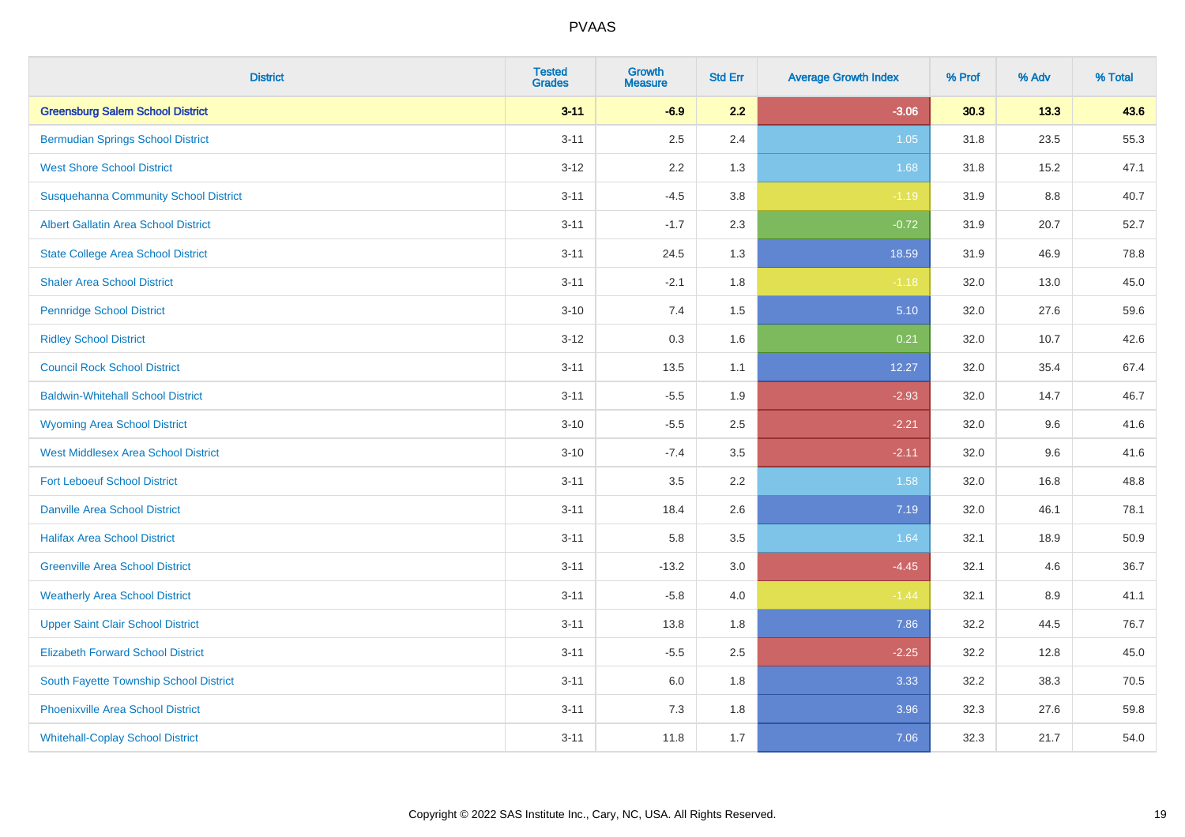# PVAAS

| District | Tested Grades | Growth Measure | Std Err | Average Growth Index | % Prof | % Adv | % Total |
|---|---|---|---|---|---|---|---|
| **Greensburg Salem School District** | **3-11** | **-6.9** | **2.2** | **-3.06** | **30.3** | **13.3** | **43.6** |
| Bermudian Springs School District | 3-11 | 2.5 | 2.4 | 1.05 | 31.8 | 23.5 | 55.3 |
| West Shore School District | 3-12 | 2.2 | 1.3 | 1.68 | 31.8 | 15.2 | 47.1 |
| Susquehanna Community School District | 3-11 | -4.5 | 3.8 | -1.19 | 31.9 | 8.8 | 40.7 |
| Albert Gallatin Area School District | 3-11 | -1.7 | 2.3 | -0.72 | 31.9 | 20.7 | 52.7 |
| State College Area School District | 3-11 | 24.5 | 1.3 | 18.59 | 31.9 | 46.9 | 78.8 |
| Shaler Area School District | 3-11 | -2.1 | 1.8 | -1.18 | 32.0 | 13.0 | 45.0 |
| Pennridge School District | 3-10 | 7.4 | 1.5 | 5.10 | 32.0 | 27.6 | 59.6 |
| Ridley School District | 3-12 | 0.3 | 1.6 | 0.21 | 32.0 | 10.7 | 42.6 |
| Council Rock School District | 3-11 | 13.5 | 1.1 | 12.27 | 32.0 | 35.4 | 67.4 |
| Baldwin-Whitehall School District | 3-11 | -5.5 | 1.9 | -2.93 | 32.0 | 14.7 | 46.7 |
| Wyoming Area School District | 3-10 | -5.5 | 2.5 | -2.21 | 32.0 | 9.6 | 41.6 |
| West Middlesex Area School District | 3-10 | -7.4 | 3.5 | -2.11 | 32.0 | 9.6 | 41.6 |
| Fort Leboeuf School District | 3-11 | 3.5 | 2.2 | 1.58 | 32.0 | 16.8 | 48.8 |
| Danville Area School District | 3-11 | 18.4 | 2.6 | 7.19 | 32.0 | 46.1 | 78.1 |
| Halifax Area School District | 3-11 | 5.8 | 3.5 | 1.64 | 32.1 | 18.9 | 50.9 |
| Greenville Area School District | 3-11 | -13.2 | 3.0 | -4.45 | 32.1 | 4.6 | 36.7 |
| Weatherly Area School District | 3-11 | -5.8 | 4.0 | -1.44 | 32.1 | 8.9 | 41.1 |
| Upper Saint Clair School District | 3-11 | 13.8 | 1.8 | 7.86 | 32.2 | 44.5 | 76.7 |
| Elizabeth Forward School District | 3-11 | -5.5 | 2.5 | -2.25 | 32.2 | 12.8 | 45.0 |
| South Fayette Township School District | 3-11 | 6.0 | 1.8 | 3.33 | 32.2 | 38.3 | 70.5 |
| Phoenixville Area School District | 3-11 | 7.3 | 1.8 | 3.96 | 32.3 | 27.6 | 59.8 |
| Whitehall-Coplay School District | 3-11 | 11.8 | 1.7 | 7.06 | 32.3 | 21.7 | 54.0 |

Copyright © 2022 SAS Institute Inc., Cary, NC, USA. All Rights Reserved.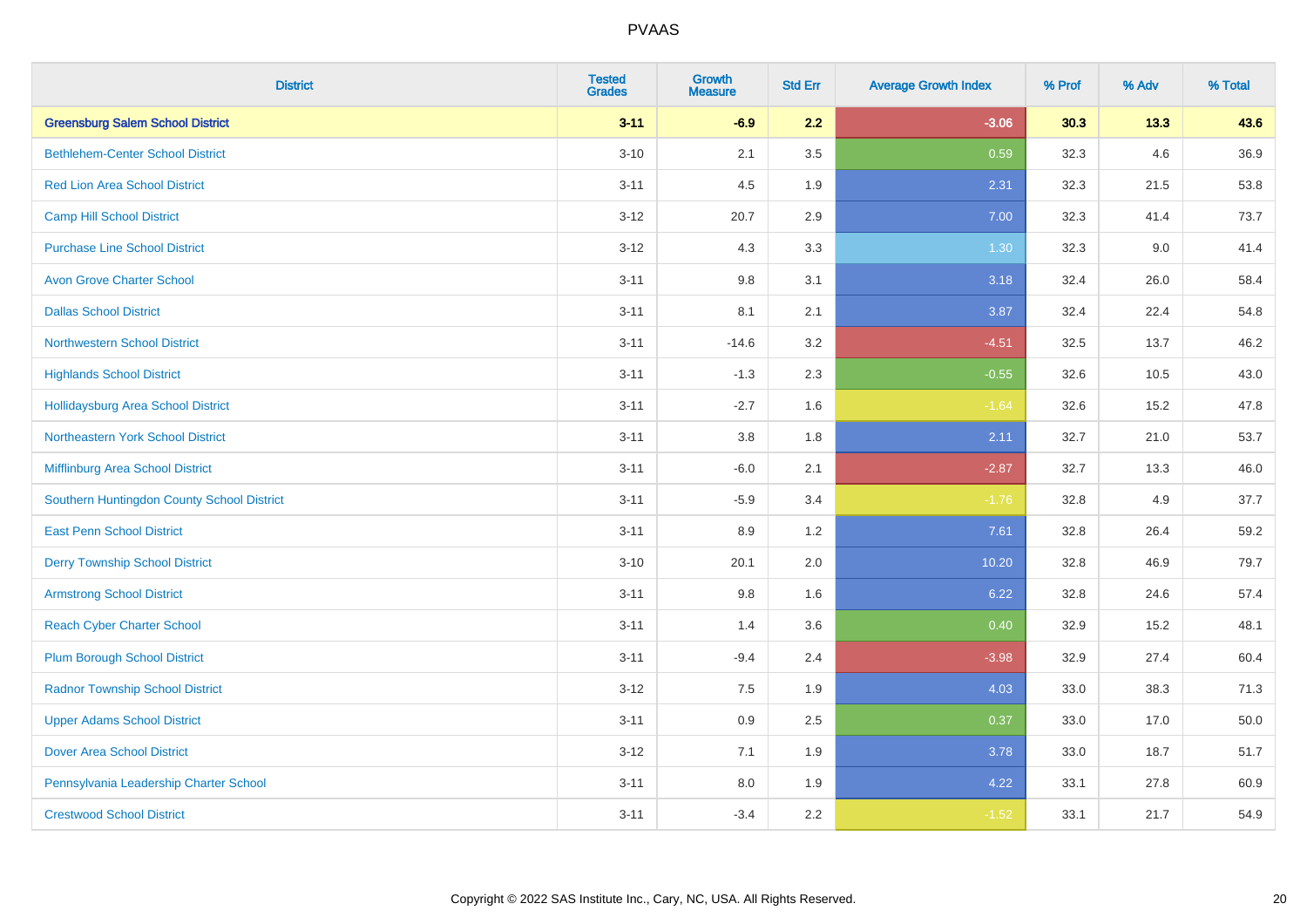# PVAAS

| District | Tested Grades | Growth Measure | Std Err | Average Growth Index | % Prof | % Adv | % Total |
|---|---|---|---|---|---|---|---|
| **Greensburg Salem School District** | **3-11** | **-6.9** | **2.2** | **-3.06** | **30.3** | **13.3** | **43.6** |
| Bethlehem-Center School District | 3-10 | 2.1 | 3.5 | 0.59 | 32.3 | 4.6 | 36.9 |
| Red Lion Area School District | 3-11 | 4.5 | 1.9 | 2.31 | 32.3 | 21.5 | 53.8 |
| Camp Hill School District | 3-12 | 20.7 | 2.9 | 7.00 | 32.3 | 41.4 | 73.7 |
| Purchase Line School District | 3-12 | 4.3 | 3.3 | 1.30 | 32.3 | 9.0 | 41.4 |
| Avon Grove Charter School | 3-11 | 9.8 | 3.1 | 3.18 | 32.4 | 26.0 | 58.4 |
| Dallas School District | 3-11 | 8.1 | 2.1 | 3.87 | 32.4 | 22.4 | 54.8 |
| Northwestern School District | 3-11 | -14.6 | 3.2 | -4.51 | 32.5 | 13.7 | 46.2 |
| Highlands School District | 3-11 | -1.3 | 2.3 | -0.55 | 32.6 | 10.5 | 43.0 |
| Hollidaysburg Area School District | 3-11 | -2.7 | 1.6 | -1.64 | 32.6 | 15.2 | 47.8 |
| Northeastern York School District | 3-11 | 3.8 | 1.8 | 2.11 | 32.7 | 21.0 | 53.7 |
| Mifflinburg Area School District | 3-11 | -6.0 | 2.1 | -2.87 | 32.7 | 13.3 | 46.0 |
| Southern Huntingdon County School District | 3-11 | -5.9 | 3.4 | -1.76 | 32.8 | 4.9 | 37.7 |
| East Penn School District | 3-11 | 8.9 | 1.2 | 7.61 | 32.8 | 26.4 | 59.2 |
| Derry Township School District | 3-10 | 20.1 | 2.0 | 10.20 | 32.8 | 46.9 | 79.7 |
| Armstrong School District | 3-11 | 9.8 | 1.6 | 6.22 | 32.8 | 24.6 | 57.4 |
| Reach Cyber Charter School | 3-11 | 1.4 | 3.6 | 0.40 | 32.9 | 15.2 | 48.1 |
| Plum Borough School District | 3-11 | -9.4 | 2.4 | -3.98 | 32.9 | 27.4 | 60.4 |
| Radnor Township School District | 3-12 | 7.5 | 1.9 | 4.03 | 33.0 | 38.3 | 71.3 |
| Upper Adams School District | 3-11 | 0.9 | 2.5 | 0.37 | 33.0 | 17.0 | 50.0 |
| Dover Area School District | 3-12 | 7.1 | 1.9 | 3.78 | 33.0 | 18.7 | 51.7 |
| Pennsylvania Leadership Charter School | 3-11 | 8.0 | 1.9 | 4.22 | 33.1 | 27.8 | 60.9 |
| Crestwood School District | 3-11 | -3.4 | 2.2 | -1.52 | 33.1 | 21.7 | 54.9 |

Copyright © 2022 SAS Institute Inc., Cary, NC, USA. All Rights Reserved.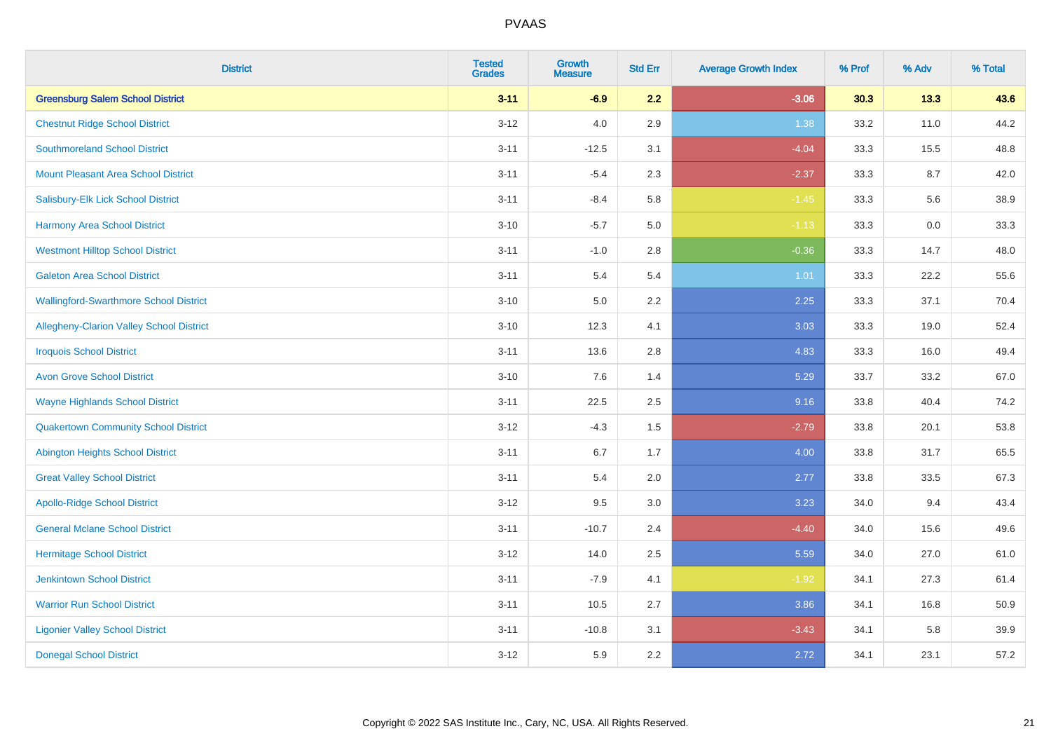# PVAAS

| District | Tested Grades | Growth Measure | Std Err | Average Growth Index | % Prof | % Adv | % Total |
|---|---|---|---|---|---|---|---|
| **Greensburg Salem School District** | **3-11** | **-6.9** | **2.2** | **-3.06** | **30.3** | **13.3** | **43.6** |
| Chestnut Ridge School District | 3-12 | 4.0 | 2.9 | 1.38 | 33.2 | 11.0 | 44.2 |
| Southmoreland School District | 3-11 | -12.5 | 3.1 | -4.04 | 33.3 | 15.5 | 48.8 |
| Mount Pleasant Area School District | 3-11 | -5.4 | 2.3 | -2.37 | 33.3 | 8.7 | 42.0 |
| Salisbury-Elk Lick School District | 3-11 | -8.4 | 5.8 | -1.45 | 33.3 | 5.6 | 38.9 |
| Harmony Area School District | 3-10 | -5.7 | 5.0 | -1.13 | 33.3 | 0.0 | 33.3 |
| Westmont Hilltop School District | 3-11 | -1.0 | 2.8 | -0.36 | 33.3 | 14.7 | 48.0 |
| Galeton Area School District | 3-11 | 5.4 | 5.4 | 1.01 | 33.3 | 22.2 | 55.6 |
| Wallingford-Swarthmore School District | 3-10 | 5.0 | 2.2 | 2.25 | 33.3 | 37.1 | 70.4 |
| Allegheny-Clarion Valley School District | 3-10 | 12.3 | 4.1 | 3.03 | 33.3 | 19.0 | 52.4 |
| Iroquois School District | 3-11 | 13.6 | 2.8 | 4.83 | 33.3 | 16.0 | 49.4 |
| Avon Grove School District | 3-10 | 7.6 | 1.4 | 5.29 | 33.7 | 33.2 | 67.0 |
| Wayne Highlands School District | 3-11 | 22.5 | 2.5 | 9.16 | 33.8 | 40.4 | 74.2 |
| Quakertown Community School District | 3-12 | -4.3 | 1.5 | -2.79 | 33.8 | 20.1 | 53.8 |
| Abington Heights School District | 3-11 | 6.7 | 1.7 | 4.00 | 33.8 | 31.7 | 65.5 |
| Great Valley School District | 3-11 | 5.4 | 2.0 | 2.77 | 33.8 | 33.5 | 67.3 |
| Apollo-Ridge School District | 3-12 | 9.5 | 3.0 | 3.23 | 34.0 | 9.4 | 43.4 |
| General Mclane School District | 3-11 | -10.7 | 2.4 | -4.40 | 34.0 | 15.6 | 49.6 |
| Hermitage School District | 3-12 | 14.0 | 2.5 | 5.59 | 34.0 | 27.0 | 61.0 |
| Jenkintown School District | 3-11 | -7.9 | 4.1 | -1.92 | 34.1 | 27.3 | 61.4 |
| Warrior Run School District | 3-11 | 10.5 | 2.7 | 3.86 | 34.1 | 16.8 | 50.9 |
| Ligonier Valley School District | 3-11 | -10.8 | 3.1 | -3.43 | 34.1 | 5.8 | 39.9 |
| Donegal School District | 3-12 | 5.9 | 2.2 | 2.72 | 34.1 | 23.1 | 57.2 |

Copyright © 2022 SAS Institute Inc., Cary, NC, USA. All Rights Reserved.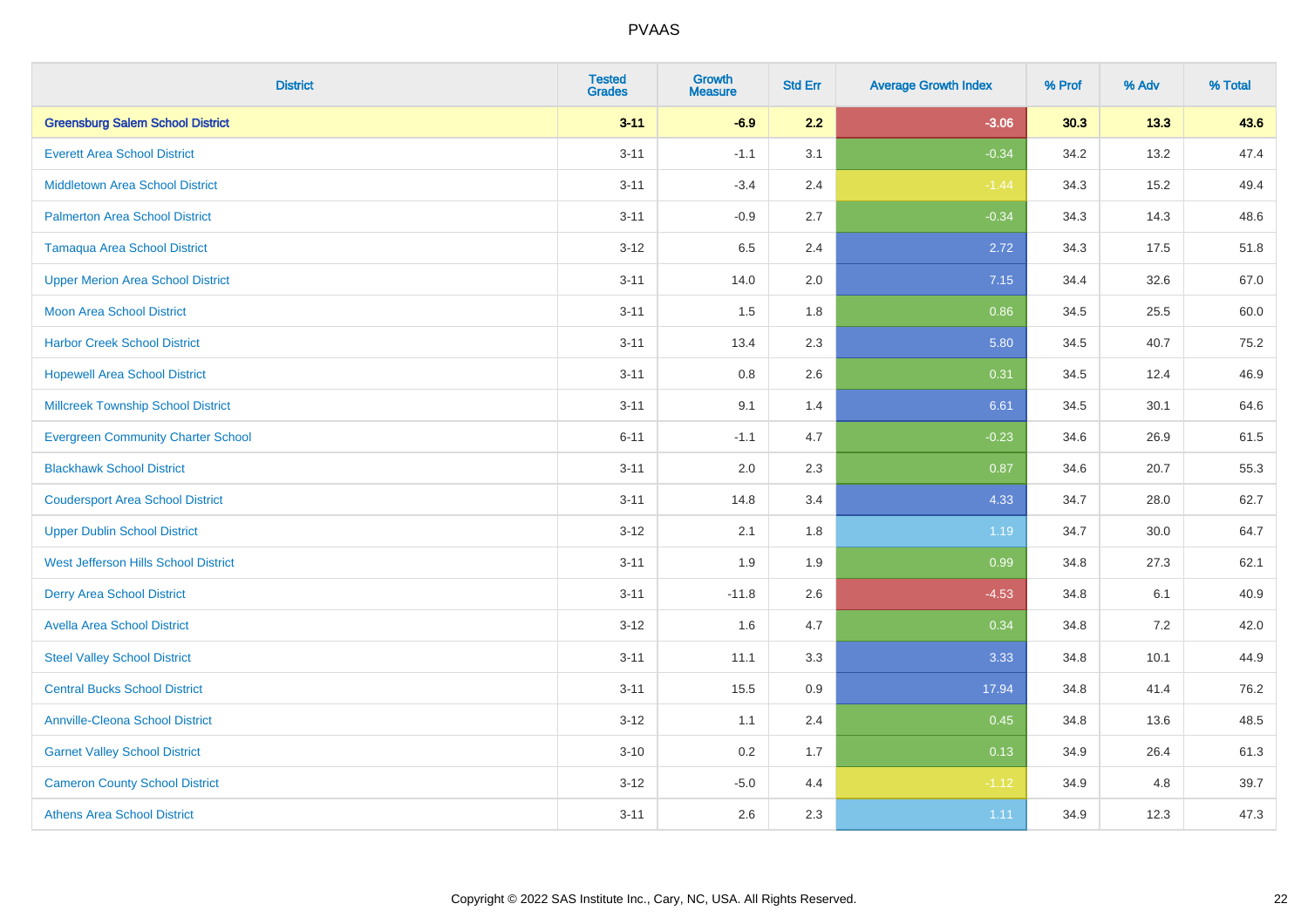# PVAAS

| District | Tested Grades | Growth Measure | Std Err | Average Growth Index | % Prof | % Adv | % Total |
|---|---|---|---|---|---|---|---|
| **Greensburg Salem School District** | **3-11** | **-6.9** | **2.2** | **-3.06** | **30.3** | **13.3** | **43.6** |
| Everett Area School District | 3-11 | -1.1 | 3.1 | -0.34 | 34.2 | 13.2 | 47.4 |
| Middletown Area School District | 3-11 | -3.4 | 2.4 | -1.44 | 34.3 | 15.2 | 49.4 |
| Palmerton Area School District | 3-11 | -0.9 | 2.7 | -0.34 | 34.3 | 14.3 | 48.6 |
| Tamaqua Area School District | 3-12 | 6.5 | 2.4 | 2.72 | 34.3 | 17.5 | 51.8 |
| Upper Merion Area School District | 3-11 | 14.0 | 2.0 | 7.15 | 34.4 | 32.6 | 67.0 |
| Moon Area School District | 3-11 | 1.5 | 1.8 | 0.86 | 34.5 | 25.5 | 60.0 |
| Harbor Creek School District | 3-11 | 13.4 | 2.3 | 5.80 | 34.5 | 40.7 | 75.2 |
| Hopewell Area School District | 3-11 | 0.8 | 2.6 | 0.31 | 34.5 | 12.4 | 46.9 |
| Millcreek Township School District | 3-11 | 9.1 | 1.4 | 6.61 | 34.5 | 30.1 | 64.6 |
| Evergreen Community Charter School | 6-11 | -1.1 | 4.7 | -0.23 | 34.6 | 26.9 | 61.5 |
| Blackhawk School District | 3-11 | 2.0 | 2.3 | 0.87 | 34.6 | 20.7 | 55.3 |
| Coudersport Area School District | 3-11 | 14.8 | 3.4 | 4.33 | 34.7 | 28.0 | 62.7 |
| Upper Dublin School District | 3-12 | 2.1 | 1.8 | 1.19 | 34.7 | 30.0 | 64.7 |
| West Jefferson Hills School District | 3-11 | 1.9 | 1.9 | 0.99 | 34.8 | 27.3 | 62.1 |
| Derry Area School District | 3-11 | -11.8 | 2.6 | -4.53 | 34.8 | 6.1 | 40.9 |
| Avella Area School District | 3-12 | 1.6 | 4.7 | 0.34 | 34.8 | 7.2 | 42.0 |
| Steel Valley School District | 3-11 | 11.1 | 3.3 | 3.33 | 34.8 | 10.1 | 44.9 |
| Central Bucks School District | 3-11 | 15.5 | 0.9 | 17.94 | 34.8 | 41.4 | 76.2 |
| Annville-Cleona School District | 3-12 | 1.1 | 2.4 | 0.45 | 34.8 | 13.6 | 48.5 |
| Garnet Valley School District | 3-10 | 0.2 | 1.7 | 0.13 | 34.9 | 26.4 | 61.3 |
| Cameron County School District | 3-12 | -5.0 | 4.4 | -1.12 | 34.9 | 4.8 | 39.7 |
| Athens Area School District | 3-11 | 2.6 | 2.3 | 1.11 | 34.9 | 12.3 | 47.3 |

Copyright © 2022 SAS Institute Inc., Cary, NC, USA. All Rights Reserved.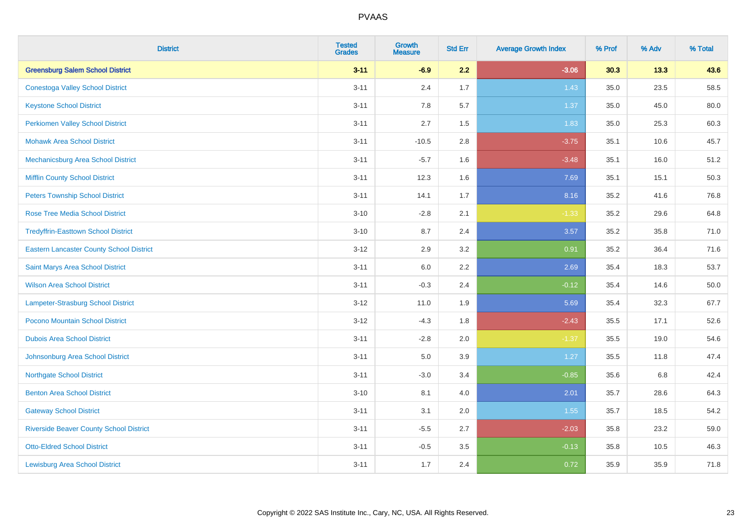| District | Tested Grades | Growth Measure | Std Err | Average Growth Index | % Prof | % Adv | % Total |
|---|---|---|---|---|---|---|---|
| **Greensburg Salem School District** | **3-11** | **-6.9** | **2.2** | **-3.06** | **30.3** | **13.3** | **43.6** |
| Conestoga Valley School District | 3-11 | 2.4 | 1.7 | 1.43 | 35.0 | 23.5 | 58.5 |
| Keystone School District | 3-11 | 7.8 | 5.7 | 1.37 | 35.0 | 45.0 | 80.0 |
| Perkiomen Valley School District | 3-11 | 2.7 | 1.5 | 1.83 | 35.0 | 25.3 | 60.3 |
| Mohawk Area School District | 3-11 | -10.5 | 2.8 | -3.75 | 35.1 | 10.6 | 45.7 |
| Mechanicsburg Area School District | 3-11 | -5.7 | 1.6 | -3.48 | 35.1 | 16.0 | 51.2 |
| Mifflin County School District | 3-11 | 12.3 | 1.6 | 7.69 | 35.1 | 15.1 | 50.3 |
| Peters Township School District | 3-11 | 14.1 | 1.7 | 8.16 | 35.2 | 41.6 | 76.8 |
| Rose Tree Media School District | 3-10 | -2.8 | 2.1 | -1.33 | 35.2 | 29.6 | 64.8 |
| Tredyffrin-Easttown School District | 3-10 | 8.7 | 2.4 | 3.57 | 35.2 | 35.8 | 71.0 |
| Eastern Lancaster County School District | 3-12 | 2.9 | 3.2 | 0.91 | 35.2 | 36.4 | 71.6 |
| Saint Marys Area School District | 3-11 | 6.0 | 2.2 | 2.69 | 35.4 | 18.3 | 53.7 |
| Wilson Area School District | 3-11 | -0.3 | 2.4 | -0.12 | 35.4 | 14.6 | 50.0 |
| Lampeter-Strasburg School District | 3-12 | 11.0 | 1.9 | 5.69 | 35.4 | 32.3 | 67.7 |
| Pocono Mountain School District | 3-12 | -4.3 | 1.8 | -2.43 | 35.5 | 17.1 | 52.6 |
| Dubois Area School District | 3-11 | -2.8 | 2.0 | -1.37 | 35.5 | 19.0 | 54.6 |
| Johnsonburg Area School District | 3-11 | 5.0 | 3.9 | 1.27 | 35.5 | 11.8 | 47.4 |
| Northgate School District | 3-11 | -3.0 | 3.4 | -0.85 | 35.6 | 6.8 | 42.4 |
| Benton Area School District | 3-10 | 8.1 | 4.0 | 2.01 | 35.7 | 28.6 | 64.3 |
| Gateway School District | 3-11 | 3.1 | 2.0 | 1.55 | 35.7 | 18.5 | 54.2 |
| Riverside Beaver County School District | 3-11 | -5.5 | 2.7 | -2.03 | 35.8 | 23.2 | 59.0 |
| Otto-Eldred School District | 3-11 | -0.5 | 3.5 | -0.13 | 35.8 | 10.5 | 46.3 |
| Lewisburg Area School District | 3-11 | 1.7 | 2.4 | 0.72 | 35.9 | 35.9 | 71.8 |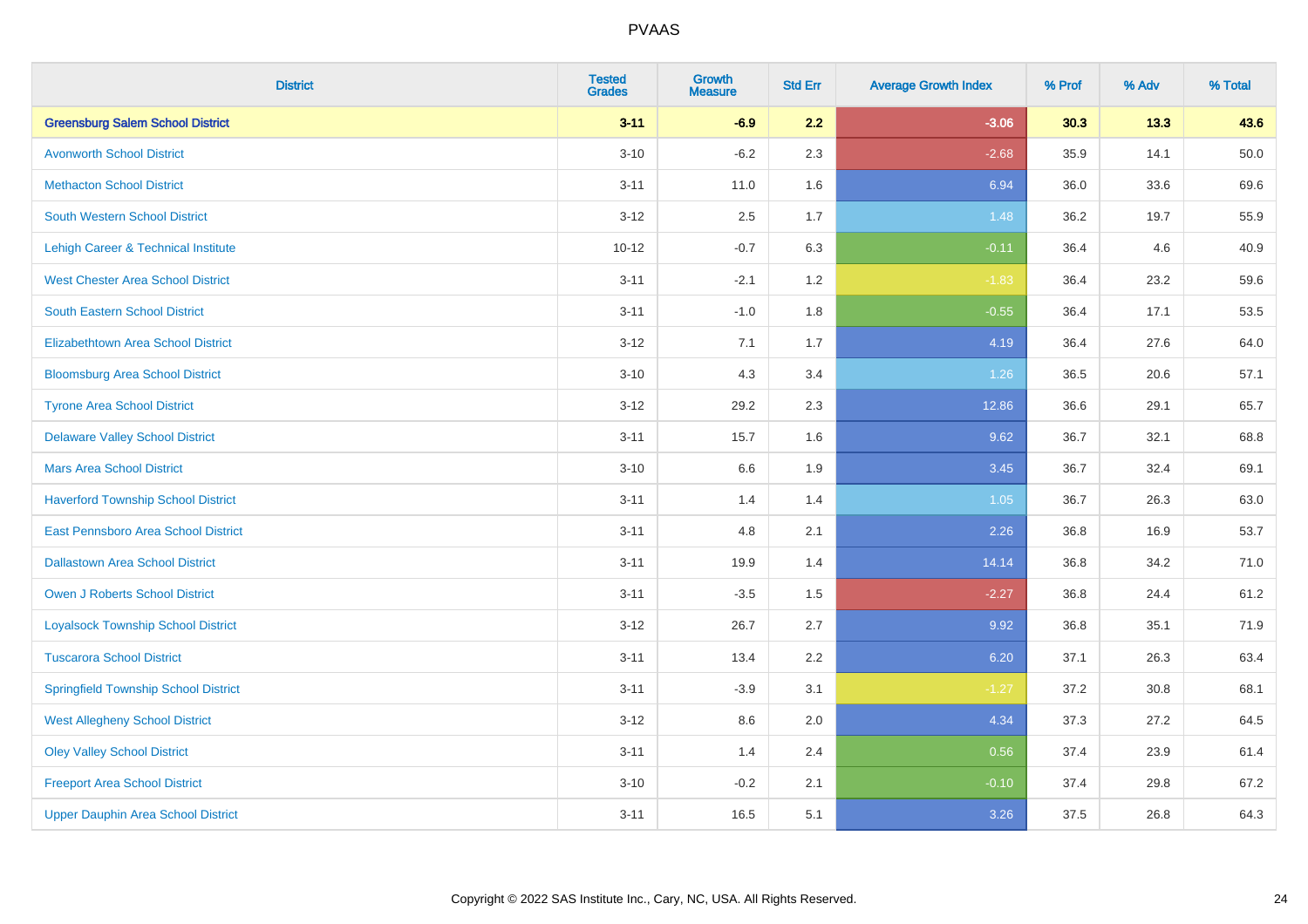# PVAAS

| District | Tested Grades | Growth Measure | Std Err | Average Growth Index | % Prof | % Adv | % Total |
|---|---|---|---|---|---|---|---|
| **Greensburg Salem School District** | **3-11** | **-6.9** | **2.2** | **-3.06** | **30.3** | **13.3** | **43.6** |
| Avonworth School District | 3-10 | -6.2 | 2.3 | -2.68 | 35.9 | 14.1 | 50.0 |
| Methacton School District | 3-11 | 11.0 | 1.6 | 6.94 | 36.0 | 33.6 | 69.6 |
| South Western School District | 3-12 | 2.5 | 1.7 | 1.48 | 36.2 | 19.7 | 55.9 |
| Lehigh Career & Technical Institute | 10-12 | -0.7 | 6.3 | -0.11 | 36.4 | 4.6 | 40.9 |
| West Chester Area School District | 3-11 | -2.1 | 1.2 | -1.83 | 36.4 | 23.2 | 59.6 |
| South Eastern School District | 3-11 | -1.0 | 1.8 | -0.55 | 36.4 | 17.1 | 53.5 |
| Elizabethtown Area School District | 3-12 | 7.1 | 1.7 | 4.19 | 36.4 | 27.6 | 64.0 |
| Bloomsburg Area School District | 3-10 | 4.3 | 3.4 | 1.26 | 36.5 | 20.6 | 57.1 |
| Tyrone Area School District | 3-12 | 29.2 | 2.3 | 12.86 | 36.6 | 29.1 | 65.7 |
| Delaware Valley School District | 3-11 | 15.7 | 1.6 | 9.62 | 36.7 | 32.1 | 68.8 |
| Mars Area School District | 3-10 | 6.6 | 1.9 | 3.45 | 36.7 | 32.4 | 69.1 |
| Haverford Township School District | 3-11 | 1.4 | 1.4 | 1.05 | 36.7 | 26.3 | 63.0 |
| East Pennsboro Area School District | 3-11 | 4.8 | 2.1 | 2.26 | 36.8 | 16.9 | 53.7 |
| Dallastown Area School District | 3-11 | 19.9 | 1.4 | 14.14 | 36.8 | 34.2 | 71.0 |
| Owen J Roberts School District | 3-11 | -3.5 | 1.5 | -2.27 | 36.8 | 24.4 | 61.2 |
| Loyalsock Township School District | 3-12 | 26.7 | 2.7 | 9.92 | 36.8 | 35.1 | 71.9 |
| Tuscarora School District | 3-11 | 13.4 | 2.2 | 6.20 | 37.1 | 26.3 | 63.4 |
| Springfield Township School District | 3-11 | -3.9 | 3.1 | -1.27 | 37.2 | 30.8 | 68.1 |
| West Allegheny School District | 3-12 | 8.6 | 2.0 | 4.34 | 37.3 | 27.2 | 64.5 |
| Oley Valley School District | 3-11 | 1.4 | 2.4 | 0.56 | 37.4 | 23.9 | 61.4 |
| Freeport Area School District | 3-10 | -0.2 | 2.1 | -0.10 | 37.4 | 29.8 | 67.2 |
| Upper Dauphin Area School District | 3-11 | 16.5 | 5.1 | 3.26 | 37.5 | 26.8 | 64.3 |

Copyright © 2022 SAS Institute Inc., Cary, NC, USA. All Rights Reserved.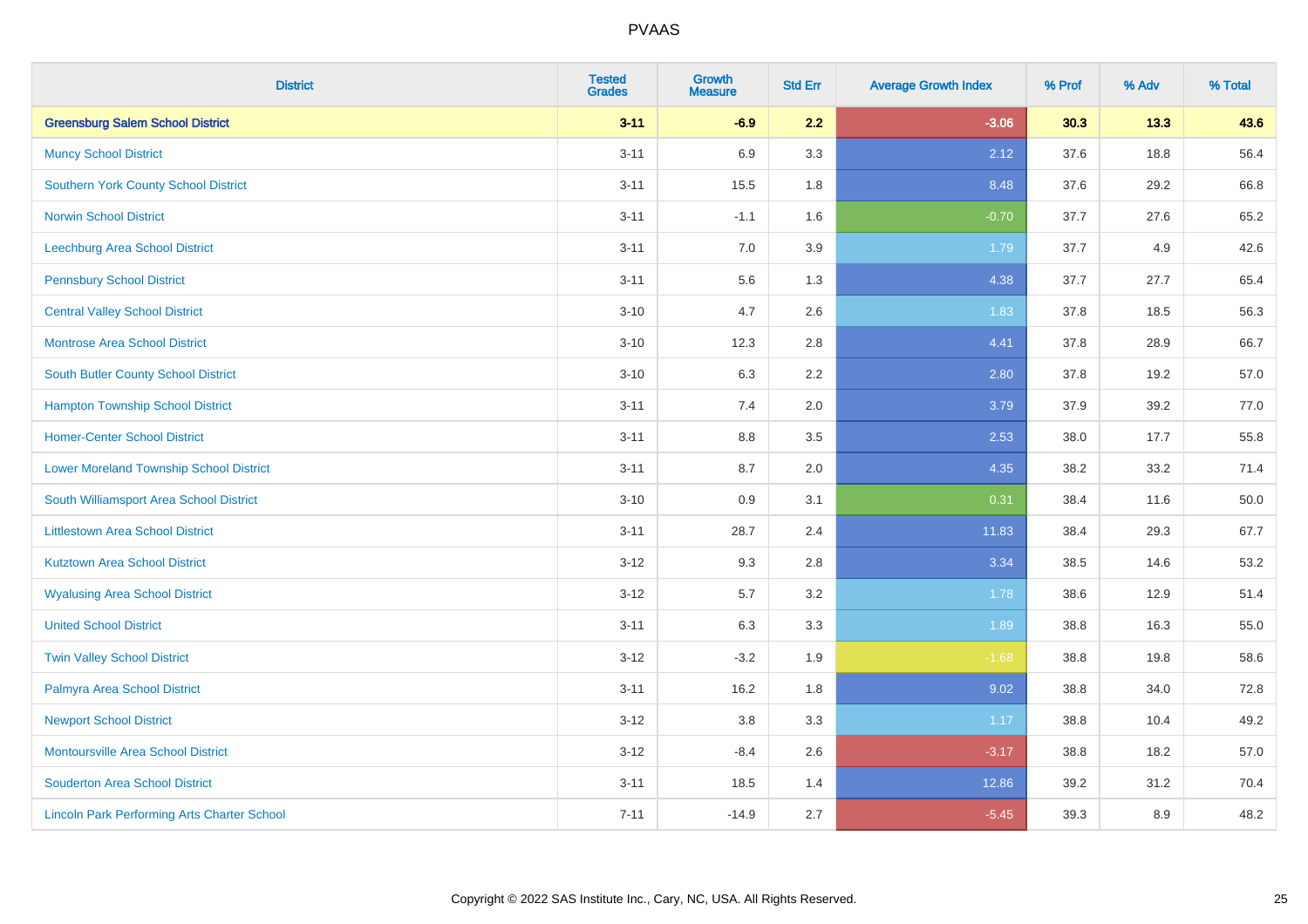PVAAS

| District | Tested Grades | Growth Measure | Std Err | Average Growth Index | % Prof | % Adv | % Total |
|---|---|---|---|---|---|---|---|
| **Greensburg Salem School District** | **3-11** | **-6.9** | **2.2** | **-3.06** | **30.3** | **13.3** | **43.6** |
| Muncy School District | 3-11 | 6.9 | 3.3 | 2.12 | 37.6 | 18.8 | 56.4 |
| Southern York County School District | 3-11 | 15.5 | 1.8 | 8.48 | 37.6 | 29.2 | 66.8 |
| Norwin School District | 3-11 | -1.1 | 1.6 | -0.70 | 37.7 | 27.6 | 65.2 |
| Leechburg Area School District | 3-11 | 7.0 | 3.9 | 1.79 | 37.7 | 4.9 | 42.6 |
| Pennsbury School District | 3-11 | 5.6 | 1.3 | 4.38 | 37.7 | 27.7 | 65.4 |
| Central Valley School District | 3-10 | 4.7 | 2.6 | 1.83 | 37.8 | 18.5 | 56.3 |
| Montrose Area School District | 3-10 | 12.3 | 2.8 | 4.41 | 37.8 | 28.9 | 66.7 |
| South Butler County School District | 3-10 | 6.3 | 2.2 | 2.80 | 37.8 | 19.2 | 57.0 |
| Hampton Township School District | 3-11 | 7.4 | 2.0 | 3.79 | 37.9 | 39.2 | 77.0 |
| Homer-Center School District | 3-11 | 8.8 | 3.5 | 2.53 | 38.0 | 17.7 | 55.8 |
| Lower Moreland Township School District | 3-11 | 8.7 | 2.0 | 4.35 | 38.2 | 33.2 | 71.4 |
| South Williamsport Area School District | 3-10 | 0.9 | 3.1 | 0.31 | 38.4 | 11.6 | 50.0 |
| Littlestown Area School District | 3-11 | 28.7 | 2.4 | 11.83 | 38.4 | 29.3 | 67.7 |
| Kutztown Area School District | 3-12 | 9.3 | 2.8 | 3.34 | 38.5 | 14.6 | 53.2 |
| Wyalusing Area School District | 3-12 | 5.7 | 3.2 | 1.78 | 38.6 | 12.9 | 51.4 |
| United School District | 3-11 | 6.3 | 3.3 | 1.89 | 38.8 | 16.3 | 55.0 |
| Twin Valley School District | 3-12 | -3.2 | 1.9 | -1.68 | 38.8 | 19.8 | 58.6 |
| Palmyra Area School District | 3-11 | 16.2 | 1.8 | 9.02 | 38.8 | 34.0 | 72.8 |
| Newport School District | 3-12 | 3.8 | 3.3 | 1.17 | 38.8 | 10.4 | 49.2 |
| Montoursville Area School District | 3-12 | -8.4 | 2.6 | -3.17 | 38.8 | 18.2 | 57.0 |
| Souderton Area School District | 3-11 | 18.5 | 1.4 | 12.86 | 39.2 | 31.2 | 70.4 |
| Lincoln Park Performing Arts Charter School | 7-11 | -14.9 | 2.7 | -5.45 | 39.3 | 8.9 | 48.2 |

Copyright © 2022 SAS Institute Inc., Cary, NC, USA. All Rights Reserved.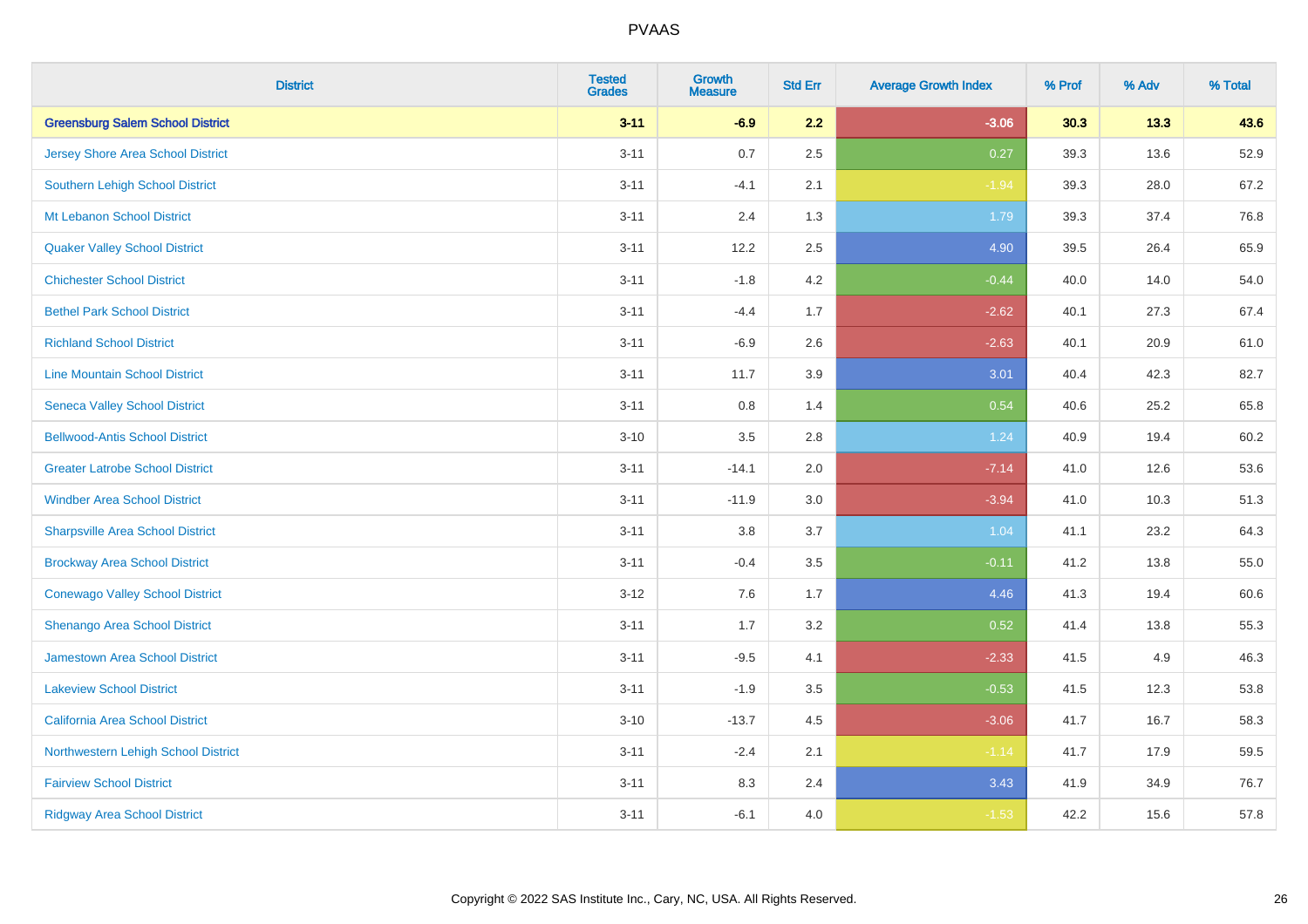| District | Tested Grades | Growth Measure | Std Err | Average Growth Index | % Prof | % Adv | % Total |
|---|---|---|---|---|---|---|---|
| **Greensburg Salem School District** | **3-11** | **-6.9** | **2.2** | **-3.06** | **30.3** | **13.3** | **43.6** |
| Jersey Shore Area School District | 3-11 | 0.7 | 2.5 | 0.27 | 39.3 | 13.6 | 52.9 |
| Southern Lehigh School District | 3-11 | -4.1 | 2.1 | -1.94 | 39.3 | 28.0 | 67.2 |
| Mt Lebanon School District | 3-11 | 2.4 | 1.3 | 1.79 | 39.3 | 37.4 | 76.8 |
| Quaker Valley School District | 3-11 | 12.2 | 2.5 | 4.90 | 39.5 | 26.4 | 65.9 |
| Chichester School District | 3-11 | -1.8 | 4.2 | -0.44 | 40.0 | 14.0 | 54.0 |
| Bethel Park School District | 3-11 | -4.4 | 1.7 | -2.62 | 40.1 | 27.3 | 67.4 |
| Richland School District | 3-11 | -6.9 | 2.6 | -2.63 | 40.1 | 20.9 | 61.0 |
| Line Mountain School District | 3-11 | 11.7 | 3.9 | 3.01 | 40.4 | 42.3 | 82.7 |
| Seneca Valley School District | 3-11 | 0.8 | 1.4 | 0.54 | 40.6 | 25.2 | 65.8 |
| Bellwood-Antis School District | 3-10 | 3.5 | 2.8 | 1.24 | 40.9 | 19.4 | 60.2 |
| Greater Latrobe School District | 3-11 | -14.1 | 2.0 | -7.14 | 41.0 | 12.6 | 53.6 |
| Windber Area School District | 3-11 | -11.9 | 3.0 | -3.94 | 41.0 | 10.3 | 51.3 |
| Sharpsville Area School District | 3-11 | 3.8 | 3.7 | 1.04 | 41.1 | 23.2 | 64.3 |
| Brockway Area School District | 3-11 | -0.4 | 3.5 | -0.11 | 41.2 | 13.8 | 55.0 |
| Conewago Valley School District | 3-12 | 7.6 | 1.7 | 4.46 | 41.3 | 19.4 | 60.6 |
| Shenango Area School District | 3-11 | 1.7 | 3.2 | 0.52 | 41.4 | 13.8 | 55.3 |
| Jamestown Area School District | 3-11 | -9.5 | 4.1 | -2.33 | 41.5 | 4.9 | 46.3 |
| Lakeview School District | 3-11 | -1.9 | 3.5 | -0.53 | 41.5 | 12.3 | 53.8 |
| California Area School District | 3-10 | -13.7 | 4.5 | -3.06 | 41.7 | 16.7 | 58.3 |
| Northwestern Lehigh School District | 3-11 | -2.4 | 2.1 | -1.14 | 41.7 | 17.9 | 59.5 |
| Fairview School District | 3-11 | 8.3 | 2.4 | 3.43 | 41.9 | 34.9 | 76.7 |
| Ridgway Area School District | 3-11 | -6.1 | 4.0 | -1.53 | 42.2 | 15.6 | 57.8 |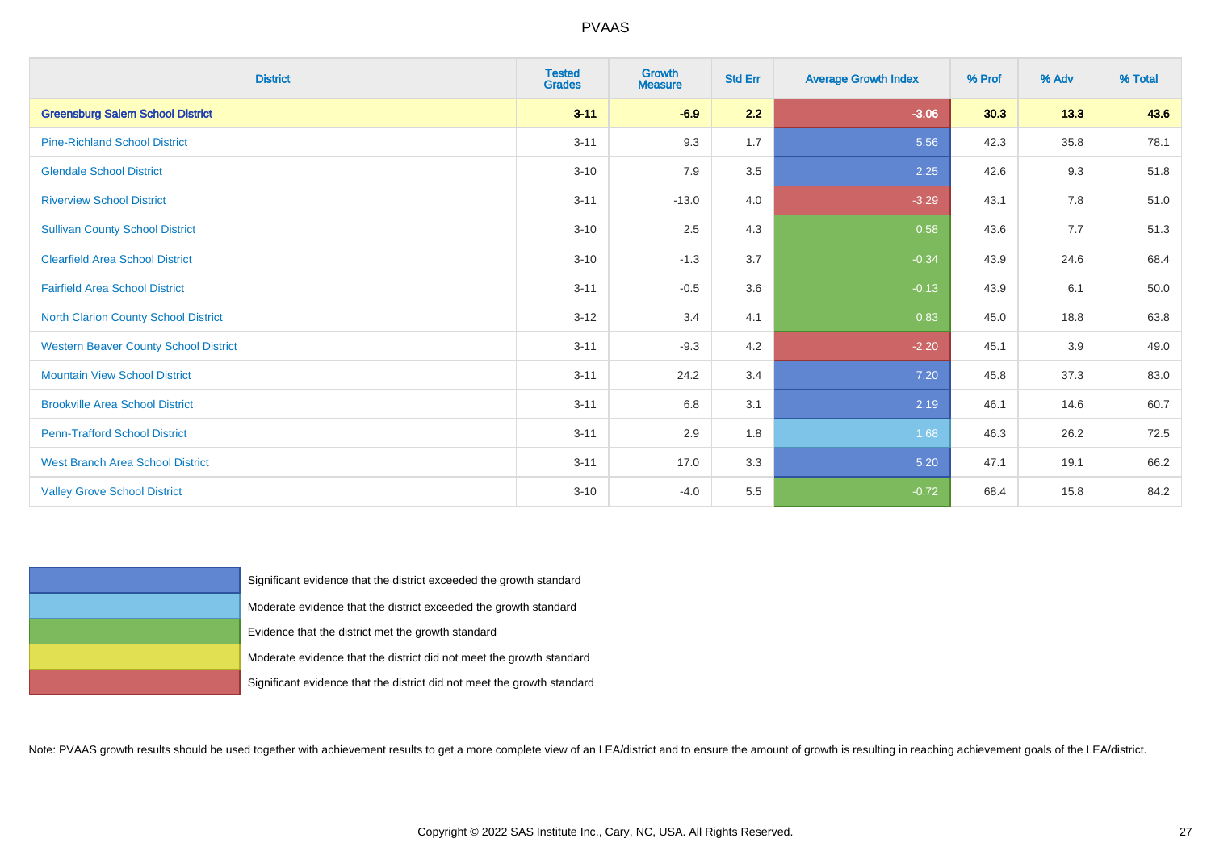# PVAAS

| District | Tested Grades | Growth Measure | Std Err | Average Growth Index | % Prof | % Adv | % Total |
|---|---|---|---|---|---|---|---|
| **Greensburg Salem School District** | **3-11** | **-6.9** | **2.2** | **-3.06** | **30.3** | **13.3** | **43.6** |
| Pine-Richland School District | 3-11 | 9.3 | 1.7 | 5.56 | 42.3 | 35.8 | 78.1 |
| Glendale School District | 3-10 | 7.9 | 3.5 | 2.25 | 42.6 | 9.3 | 51.8 |
| Riverview School District | 3-11 | -13.0 | 4.0 | -3.29 | 43.1 | 7.8 | 51.0 |
| Sullivan County School District | 3-10 | 2.5 | 4.3 | 0.58 | 43.6 | 7.7 | 51.3 |
| Clearfield Area School District | 3-10 | -1.3 | 3.7 | -0.34 | 43.9 | 24.6 | 68.4 |
| Fairfield Area School District | 3-11 | -0.5 | 3.6 | -0.13 | 43.9 | 6.1 | 50.0 |
| North Clarion County School District | 3-12 | 3.4 | 4.1 | 0.83 | 45.0 | 18.8 | 63.8 |
| Western Beaver County School District | 3-11 | -9.3 | 4.2 | -2.20 | 45.1 | 3.9 | 49.0 |
| Mountain View School District | 3-11 | 24.2 | 3.4 | 7.20 | 45.8 | 37.3 | 83.0 |
| Brookville Area School District | 3-11 | 6.8 | 3.1 | 2.19 | 46.1 | 14.6 | 60.7 |
| Penn-Trafford School District | 3-11 | 2.9 | 1.8 | 1.68 | 46.3 | 26.2 | 72.5 |
| West Branch Area School District | 3-11 | 17.0 | 3.3 | 5.20 | 47.1 | 19.1 | 66.2 |
| Valley Grove School District | 3-10 | -4.0 | 5.5 | -0.72 | 68.4 | 15.8 | 84.2 |

- Significant evidence that the district exceeded the growth standard
- Moderate evidence that the district exceeded the growth standard
- Evidence that the district met the growth standard
- Moderate evidence that the district did not meet the growth standard
- Significant evidence that the district did not meet the growth standard

Note: PVAAS growth results should be used together with achievement results to get a more complete view of an LEA/district and to ensure the amount of growth is resulting in reaching achievement goals of the LEA/district.

Copyright © 2022 SAS Institute Inc., Cary, NC, USA. All Rights Reserved.